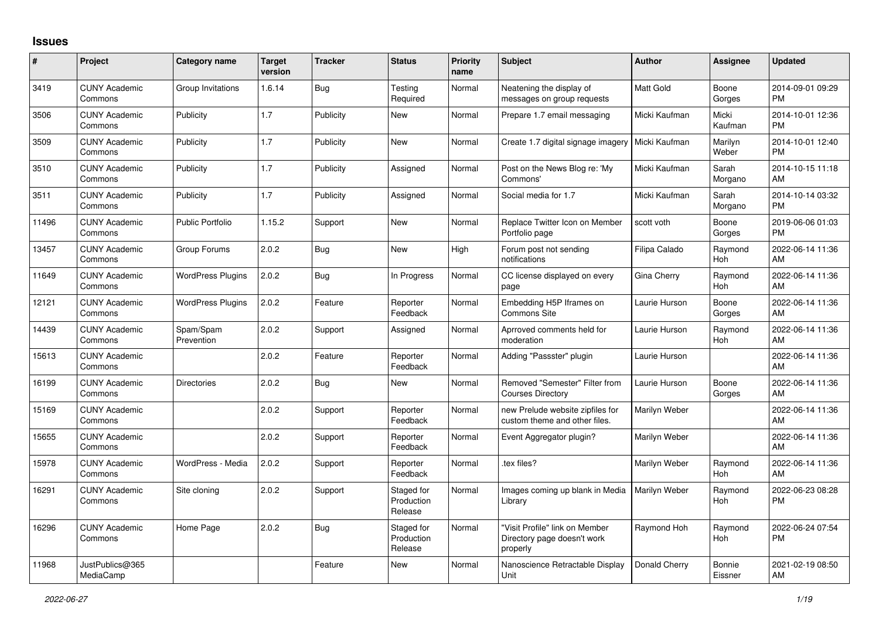## Issues

| # | Project | Category name | Target version | Tracker | Status | Priority name | Subject | Author | Assignee | Updated |
|---|---|---|---|---|---|---|---|---|---|---|
| 3419 | CUNY Academic Commons | Group Invitations | 1.6.14 | Bug | Testing Required | Normal | Neatening the display of messages on group requests | Matt Gold | Boone Gorges | 2014-09-01 09:29 PM |
| 3506 | CUNY Academic Commons | Publicity | 1.7 | Publicity | New | Normal | Prepare 1.7 email messaging | Micki Kaufman | Micki Kaufman | 2014-10-01 12:36 PM |
| 3509 | CUNY Academic Commons | Publicity | 1.7 | Publicity | New | Normal | Create 1.7 digital signage imagery | Micki Kaufman | Marilyn Weber | 2014-10-01 12:40 PM |
| 3510 | CUNY Academic Commons | Publicity | 1.7 | Publicity | Assigned | Normal | Post on the News Blog re: 'My Commons' | Micki Kaufman | Sarah Morgano | 2014-10-15 11:18 AM |
| 3511 | CUNY Academic Commons | Publicity | 1.7 | Publicity | Assigned | Normal | Social media for 1.7 | Micki Kaufman | Sarah Morgano | 2014-10-14 03:32 PM |
| 11496 | CUNY Academic Commons | Public Portfolio | 1.15.2 | Support | New | Normal | Replace Twitter Icon on Member Portfolio page | scott voth | Boone Gorges | 2019-06-06 01:03 PM |
| 13457 | CUNY Academic Commons | Group Forums | 2.0.2 | Bug | New | High | Forum post not sending notifications | Filipa Calado | Raymond Hoh | 2022-06-14 11:36 AM |
| 11649 | CUNY Academic Commons | WordPress Plugins | 2.0.2 | Bug | In Progress | Normal | CC license displayed on every page | Gina Cherry | Raymond Hoh | 2022-06-14 11:36 AM |
| 12121 | CUNY Academic Commons | WordPress Plugins | 2.0.2 | Feature | Reporter Feedback | Normal | Embedding H5P Iframes on Commons Site | Laurie Hurson | Boone Gorges | 2022-06-14 11:36 AM |
| 14439 | CUNY Academic Commons | Spam/Spam Prevention | 2.0.2 | Support | Assigned | Normal | Aprroved comments held for moderation | Laurie Hurson | Raymond Hoh | 2022-06-14 11:36 AM |
| 15613 | CUNY Academic Commons | | 2.0.2 | Feature | Reporter Feedback | Normal | Adding "Passster" plugin | Laurie Hurson | | 2022-06-14 11:36 AM |
| 16199 | CUNY Academic Commons | Directories | 2.0.2 | Bug | New | Normal | Removed "Semester" Filter from Courses Directory | Laurie Hurson | Boone Gorges | 2022-06-14 11:36 AM |
| 15169 | CUNY Academic Commons | | 2.0.2 | Support | Reporter Feedback | Normal | new Prelude website zipfiles for custom theme and other files. | Marilyn Weber | | 2022-06-14 11:36 AM |
| 15655 | CUNY Academic Commons | | 2.0.2 | Support | Reporter Feedback | Normal | Event Aggregator plugin? | Marilyn Weber | | 2022-06-14 11:36 AM |
| 15978 | CUNY Academic Commons | WordPress - Media | 2.0.2 | Support | Reporter Feedback | Normal | .tex files? | Marilyn Weber | Raymond Hoh | 2022-06-14 11:36 AM |
| 16291 | CUNY Academic Commons | Site cloning | 2.0.2 | Support | Staged for Production Release | Normal | Images coming up blank in Media Library | Marilyn Weber | Raymond Hoh | 2022-06-23 08:28 PM |
| 16296 | CUNY Academic Commons | Home Page | 2.0.2 | Bug | Staged for Production Release | Normal | "Visit Profile" link on Member Directory page doesn't work properly | Raymond Hoh | Raymond Hoh | 2022-06-24 07:54 PM |
| 11968 | JustPublics@365 MediaCamp | | | Feature | New | Normal | Nanoscience Retractable Display Unit | Donald Cherry | Bonnie Eissner | 2021-02-19 08:50 AM |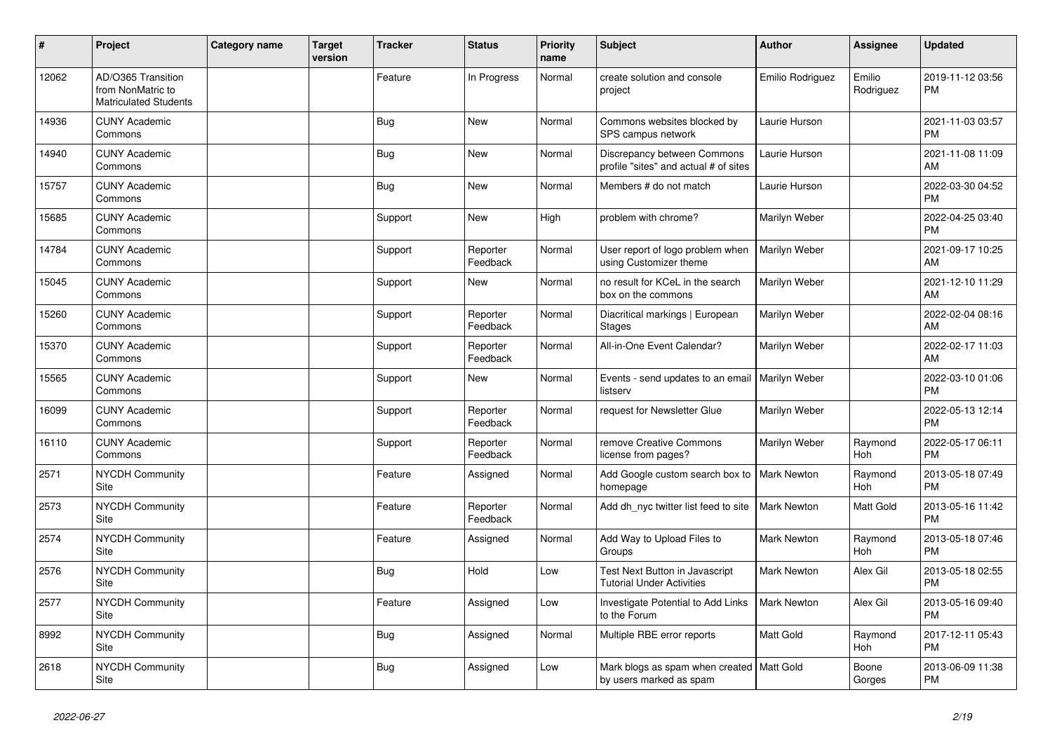| # | Project | Category name | Target version | Tracker | Status | Priority name | Subject | Author | Assignee | Updated |
|---|---|---|---|---|---|---|---|---|---|---|
| 12062 | AD/O365 Transition from NonMatric to Matriculated Students | | | Feature | In Progress | Normal | create solution and console project | Emilio Rodriguez | Emilio Rodriguez | 2019-11-12 03:56 PM |
| 14936 | CUNY Academic Commons | | | Bug | New | Normal | Commons websites blocked by SPS campus network | Laurie Hurson | | 2021-11-03 03:57 PM |
| 14940 | CUNY Academic Commons | | | Bug | New | Normal | Discrepancy between Commons profile "sites" and actual # of sites | Laurie Hurson | | 2021-11-08 11:09 AM |
| 15757 | CUNY Academic Commons | | | Bug | New | Normal | Members # do not match | Laurie Hurson | | 2022-03-30 04:52 PM |
| 15685 | CUNY Academic Commons | | | Support | New | High | problem with chrome? | Marilyn Weber | | 2022-04-25 03:40 PM |
| 14784 | CUNY Academic Commons | | | Support | Reporter Feedback | Normal | User report of logo problem when using Customizer theme | Marilyn Weber | | 2021-09-17 10:25 AM |
| 15045 | CUNY Academic Commons | | | Support | New | Normal | no result for KCeL in the search box on the commons | Marilyn Weber | | 2021-12-10 11:29 AM |
| 15260 | CUNY Academic Commons | | | Support | Reporter Feedback | Normal | Diacritical markings \| European Stages | Marilyn Weber | | 2022-02-04 08:16 AM |
| 15370 | CUNY Academic Commons | | | Support | Reporter Feedback | Normal | All-in-One Event Calendar? | Marilyn Weber | | 2022-02-17 11:03 AM |
| 15565 | CUNY Academic Commons | | | Support | New | Normal | Events - send updates to an email listserv | Marilyn Weber | | 2022-03-10 01:06 PM |
| 16099 | CUNY Academic Commons | | | Support | Reporter Feedback | Normal | request for Newsletter Glue | Marilyn Weber | | 2022-05-13 12:14 PM |
| 16110 | CUNY Academic Commons | | | Support | Reporter Feedback | Normal | remove Creative Commons license from pages? | Marilyn Weber | Raymond Hoh | 2022-05-17 06:11 PM |
| 2571 | NYCDH Community Site | | | Feature | Assigned | Normal | Add Google custom search box to homepage | Mark Newton | Raymond Hoh | 2013-05-18 07:49 PM |
| 2573 | NYCDH Community Site | | | Feature | Reporter Feedback | Normal | Add dh_nyc twitter list feed to site | Mark Newton | Matt Gold | 2013-05-16 11:42 PM |
| 2574 | NYCDH Community Site | | | Feature | Assigned | Normal | Add Way to Upload Files to Groups | Mark Newton | Raymond Hoh | 2013-05-18 07:46 PM |
| 2576 | NYCDH Community Site | | | Bug | Hold | Low | Test Next Button in Javascript Tutorial Under Activities | Mark Newton | Alex Gil | 2013-05-18 02:55 PM |
| 2577 | NYCDH Community Site | | | Feature | Assigned | Low | Investigate Potential to Add Links to the Forum | Mark Newton | Alex Gil | 2013-05-16 09:40 PM |
| 8992 | NYCDH Community Site | | | Bug | Assigned | Normal | Multiple RBE error reports | Matt Gold | Raymond Hoh | 2017-12-11 05:43 PM |
| 2618 | NYCDH Community Site | | | Bug | Assigned | Low | Mark blogs as spam when created by users marked as spam | Matt Gold | Boone Gorges | 2013-06-09 11:38 PM |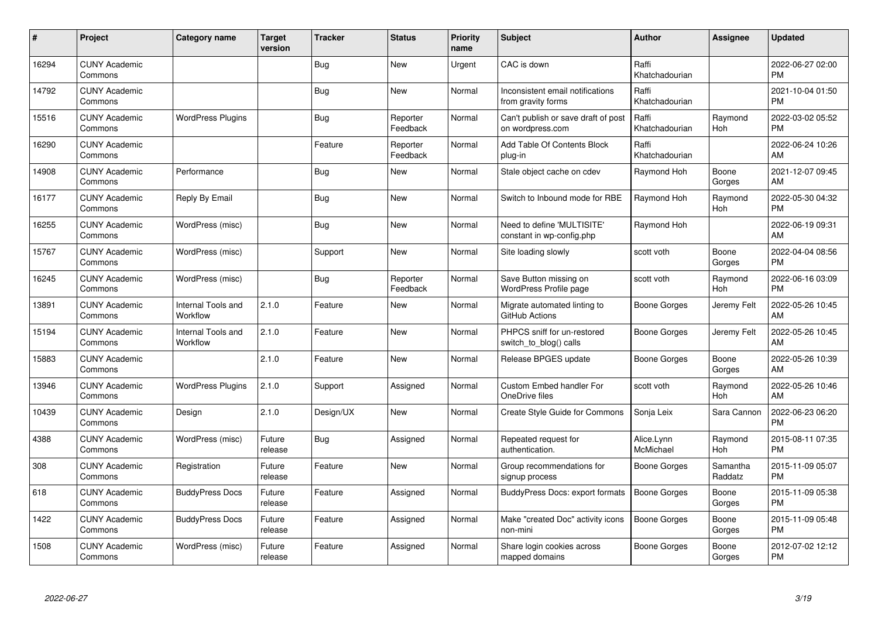| # | Project | Category name | Target version | Tracker | Status | Priority name | Subject | Author | Assignee | Updated |
|---|---|---|---|---|---|---|---|---|---|---|
| 16294 | CUNY Academic Commons | | | Bug | New | Urgent | CAC is down | Raffi Khatchadourian | | 2022-06-27 02:00 PM |
| 14792 | CUNY Academic Commons | | | Bug | New | Normal | Inconsistent email notifications from gravity forms | Raffi Khatchadourian | | 2021-10-04 01:50 PM |
| 15516 | CUNY Academic Commons | WordPress Plugins | | Bug | Reporter Feedback | Normal | Can't publish or save draft of post on wordpress.com | Raffi Khatchadourian | Raymond Hoh | 2022-03-02 05:52 PM |
| 16290 | CUNY Academic Commons | | | Feature | Reporter Feedback | Normal | Add Table Of Contents Block plug-in | Raffi Khatchadourian | | 2022-06-24 10:26 AM |
| 14908 | CUNY Academic Commons | Performance | | Bug | New | Normal | Stale object cache on cdev | Raymond Hoh | Boone Gorges | 2021-12-07 09:45 AM |
| 16177 | CUNY Academic Commons | Reply By Email | | Bug | New | Normal | Switch to Inbound mode for RBE | Raymond Hoh | Raymond Hoh | 2022-05-30 04:32 PM |
| 16255 | CUNY Academic Commons | WordPress (misc) | | Bug | New | Normal | Need to define 'MULTISITE' constant in wp-config.php | Raymond Hoh | | 2022-06-19 09:31 AM |
| 15767 | CUNY Academic Commons | WordPress (misc) | | Support | New | Normal | Site loading slowly | scott voth | Boone Gorges | 2022-04-04 08:56 PM |
| 16245 | CUNY Academic Commons | WordPress (misc) | | Bug | Reporter Feedback | Normal | Save Button missing on WordPress Profile page | scott voth | Raymond Hoh | 2022-06-16 03:09 PM |
| 13891 | CUNY Academic Commons | Internal Tools and Workflow | 2.1.0 | Feature | New | Normal | Migrate automated linting to GitHub Actions | Boone Gorges | Jeremy Felt | 2022-05-26 10:45 AM |
| 15194 | CUNY Academic Commons | Internal Tools and Workflow | 2.1.0 | Feature | New | Normal | PHPCS sniff for un-restored switch_to_blog() calls | Boone Gorges | Jeremy Felt | 2022-05-26 10:45 AM |
| 15883 | CUNY Academic Commons | | 2.1.0 | Feature | New | Normal | Release BPGES update | Boone Gorges | Boone Gorges | 2022-05-26 10:39 AM |
| 13946 | CUNY Academic Commons | WordPress Plugins | 2.1.0 | Support | Assigned | Normal | Custom Embed handler For OneDrive files | scott voth | Raymond Hoh | 2022-05-26 10:46 AM |
| 10439 | CUNY Academic Commons | Design | 2.1.0 | Design/UX | New | Normal | Create Style Guide for Commons | Sonja Leix | Sara Cannon | 2022-06-23 06:20 PM |
| 4388 | CUNY Academic Commons | WordPress (misc) | Future release | Bug | Assigned | Normal | Repeated request for authentication. | Alice.Lynn McMichael | Raymond Hoh | 2015-08-11 07:35 PM |
| 308 | CUNY Academic Commons | Registration | Future release | Feature | New | Normal | Group recommendations for signup process | Boone Gorges | Samantha Raddatz | 2015-11-09 05:07 PM |
| 618 | CUNY Academic Commons | BuddyPress Docs | Future release | Feature | Assigned | Normal | BuddyPress Docs: export formats | Boone Gorges | Boone Gorges | 2015-11-09 05:38 PM |
| 1422 | CUNY Academic Commons | BuddyPress Docs | Future release | Feature | Assigned | Normal | Make "created Doc" activity icons non-mini | Boone Gorges | Boone Gorges | 2015-11-09 05:48 PM |
| 1508 | CUNY Academic Commons | WordPress (misc) | Future release | Feature | Assigned | Normal | Share login cookies across mapped domains | Boone Gorges | Boone Gorges | 2012-07-02 12:12 PM |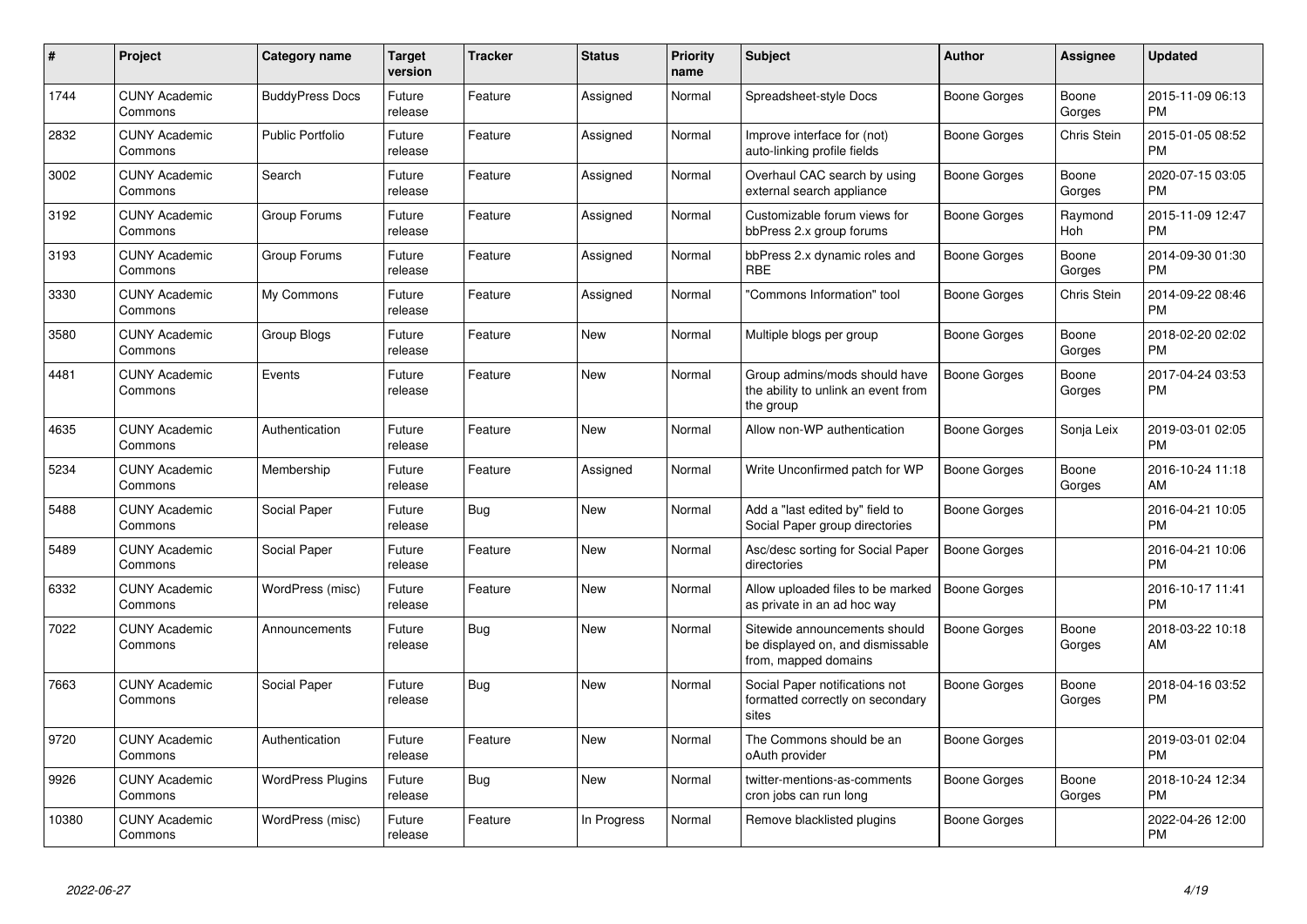| # | Project | Category name | Target version | Tracker | Status | Priority name | Subject | Author | Assignee | Updated |
|---|---|---|---|---|---|---|---|---|---|---|
| 1744 | CUNY Academic Commons | BuddyPress Docs | Future release | Feature | Assigned | Normal | Spreadsheet-style Docs | Boone Gorges | Boone Gorges | 2015-11-09 06:13 PM |
| 2832 | CUNY Academic Commons | Public Portfolio | Future release | Feature | Assigned | Normal | Improve interface for (not) auto-linking profile fields | Boone Gorges | Chris Stein | 2015-01-05 08:52 PM |
| 3002 | CUNY Academic Commons | Search | Future release | Feature | Assigned | Normal | Overhaul CAC search by using external search appliance | Boone Gorges | Boone Gorges | 2020-07-15 03:05 PM |
| 3192 | CUNY Academic Commons | Group Forums | Future release | Feature | Assigned | Normal | Customizable forum views for bbPress 2.x group forums | Boone Gorges | Raymond Hoh | 2015-11-09 12:47 PM |
| 3193 | CUNY Academic Commons | Group Forums | Future release | Feature | Assigned | Normal | bbPress 2.x dynamic roles and RBE | Boone Gorges | Boone Gorges | 2014-09-30 01:30 PM |
| 3330 | CUNY Academic Commons | My Commons | Future release | Feature | Assigned | Normal | "Commons Information" tool | Boone Gorges | Chris Stein | 2014-09-22 08:46 PM |
| 3580 | CUNY Academic Commons | Group Blogs | Future release | Feature | New | Normal | Multiple blogs per group | Boone Gorges | Boone Gorges | 2018-02-20 02:02 PM |
| 4481 | CUNY Academic Commons | Events | Future release | Feature | New | Normal | Group admins/mods should have the ability to unlink an event from the group | Boone Gorges | Boone Gorges | 2017-04-24 03:53 PM |
| 4635 | CUNY Academic Commons | Authentication | Future release | Feature | New | Normal | Allow non-WP authentication | Boone Gorges | Sonja Leix | 2019-03-01 02:05 PM |
| 5234 | CUNY Academic Commons | Membership | Future release | Feature | Assigned | Normal | Write Unconfirmed patch for WP | Boone Gorges | Boone Gorges | 2016-10-24 11:18 AM |
| 5488 | CUNY Academic Commons | Social Paper | Future release | Bug | New | Normal | Add a "last edited by" field to Social Paper group directories | Boone Gorges | | 2016-04-21 10:05 PM |
| 5489 | CUNY Academic Commons | Social Paper | Future release | Feature | New | Normal | Asc/desc sorting for Social Paper directories | Boone Gorges | | 2016-04-21 10:06 PM |
| 6332 | CUNY Academic Commons | WordPress (misc) | Future release | Feature | New | Normal | Allow uploaded files to be marked as private in an ad hoc way | Boone Gorges | | 2016-10-17 11:41 PM |
| 7022 | CUNY Academic Commons | Announcements | Future release | Bug | New | Normal | Sitewide announcements should be displayed on, and dismissable from, mapped domains | Boone Gorges | Boone Gorges | 2018-03-22 10:18 AM |
| 7663 | CUNY Academic Commons | Social Paper | Future release | Bug | New | Normal | Social Paper notifications not formatted correctly on secondary sites | Boone Gorges | Boone Gorges | 2018-04-16 03:52 PM |
| 9720 | CUNY Academic Commons | Authentication | Future release | Feature | New | Normal | The Commons should be an oAuth provider | Boone Gorges | | 2019-03-01 02:04 PM |
| 9926 | CUNY Academic Commons | WordPress Plugins | Future release | Bug | New | Normal | twitter-mentions-as-comments cron jobs can run long | Boone Gorges | Boone Gorges | 2018-10-24 12:34 PM |
| 10380 | CUNY Academic Commons | WordPress (misc) | Future release | Feature | In Progress | Normal | Remove blacklisted plugins | Boone Gorges | | 2022-04-26 12:00 PM |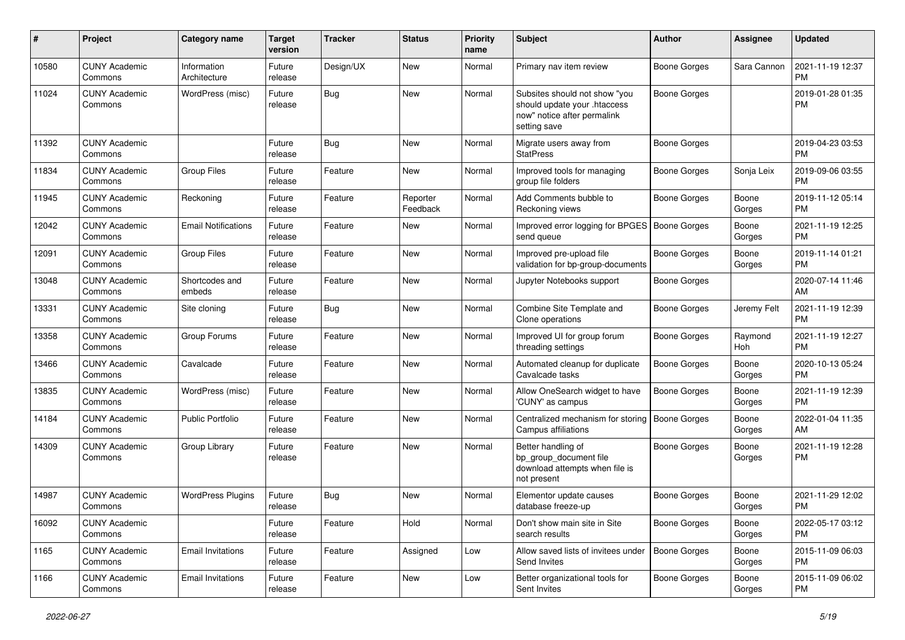| # | Project | Category name | Target version | Tracker | Status | Priority name | Subject | Author | Assignee | Updated |
|---|---|---|---|---|---|---|---|---|---|---|
| 10580 | CUNY Academic Commons | Information Architecture | Future release | Design/UX | New | Normal | Primary nav item review | Boone Gorges | Sara Cannon | 2021-11-19 12:37 PM |
| 11024 | CUNY Academic Commons | WordPress (misc) | Future release | Bug | New | Normal | Subsites should not show "you should update your .htaccess now" notice after permalink setting save | Boone Gorges | | 2019-01-28 01:35 PM |
| 11392 | CUNY Academic Commons | | Future release | Bug | New | Normal | Migrate users away from StatPress | Boone Gorges | | 2019-04-23 03:53 PM |
| 11834 | CUNY Academic Commons | Group Files | Future release | Feature | New | Normal | Improved tools for managing group file folders | Boone Gorges | Sonja Leix | 2019-09-06 03:55 PM |
| 11945 | CUNY Academic Commons | Reckoning | Future release | Feature | Reporter Feedback | Normal | Add Comments bubble to Reckoning views | Boone Gorges | Boone Gorges | 2019-11-12 05:14 PM |
| 12042 | CUNY Academic Commons | Email Notifications | Future release | Feature | New | Normal | Improved error logging for BPGES send queue | Boone Gorges | Boone Gorges | 2021-11-19 12:25 PM |
| 12091 | CUNY Academic Commons | Group Files | Future release | Feature | New | Normal | Improved pre-upload file validation for bp-group-documents | Boone Gorges | Boone Gorges | 2019-11-14 01:21 PM |
| 13048 | CUNY Academic Commons | Shortcodes and embeds | Future release | Feature | New | Normal | Jupyter Notebooks support | Boone Gorges | | 2020-07-14 11:46 AM |
| 13331 | CUNY Academic Commons | Site cloning | Future release | Bug | New | Normal | Combine Site Template and Clone operations | Boone Gorges | Jeremy Felt | 2021-11-19 12:39 PM |
| 13358 | CUNY Academic Commons | Group Forums | Future release | Feature | New | Normal | Improved UI for group forum threading settings | Boone Gorges | Raymond Hoh | 2021-11-19 12:27 PM |
| 13466 | CUNY Academic Commons | Cavalcade | Future release | Feature | New | Normal | Automated cleanup for duplicate Cavalcade tasks | Boone Gorges | Boone Gorges | 2020-10-13 05:24 PM |
| 13835 | CUNY Academic Commons | WordPress (misc) | Future release | Feature | New | Normal | Allow OneSearch widget to have 'CUNY' as campus | Boone Gorges | Boone Gorges | 2021-11-19 12:39 PM |
| 14184 | CUNY Academic Commons | Public Portfolio | Future release | Feature | New | Normal | Centralized mechanism for storing Campus affiliations | Boone Gorges | Boone Gorges | 2022-01-04 11:35 AM |
| 14309 | CUNY Academic Commons | Group Library | Future release | Feature | New | Normal | Better handling of bp_group_document file download attempts when file is not present | Boone Gorges | Boone Gorges | 2021-11-19 12:28 PM |
| 14987 | CUNY Academic Commons | WordPress Plugins | Future release | Bug | New | Normal | Elementor update causes database freeze-up | Boone Gorges | Boone Gorges | 2021-11-29 12:02 PM |
| 16092 | CUNY Academic Commons | | Future release | Feature | Hold | Normal | Don't show main site in Site search results | Boone Gorges | Boone Gorges | 2022-05-17 03:12 PM |
| 1165 | CUNY Academic Commons | Email Invitations | Future release | Feature | Assigned | Low | Allow saved lists of invitees under Send Invites | Boone Gorges | Boone Gorges | 2015-11-09 06:03 PM |
| 1166 | CUNY Academic Commons | Email Invitations | Future release | Feature | New | Low | Better organizational tools for Sent Invites | Boone Gorges | Boone Gorges | 2015-11-09 06:02 PM |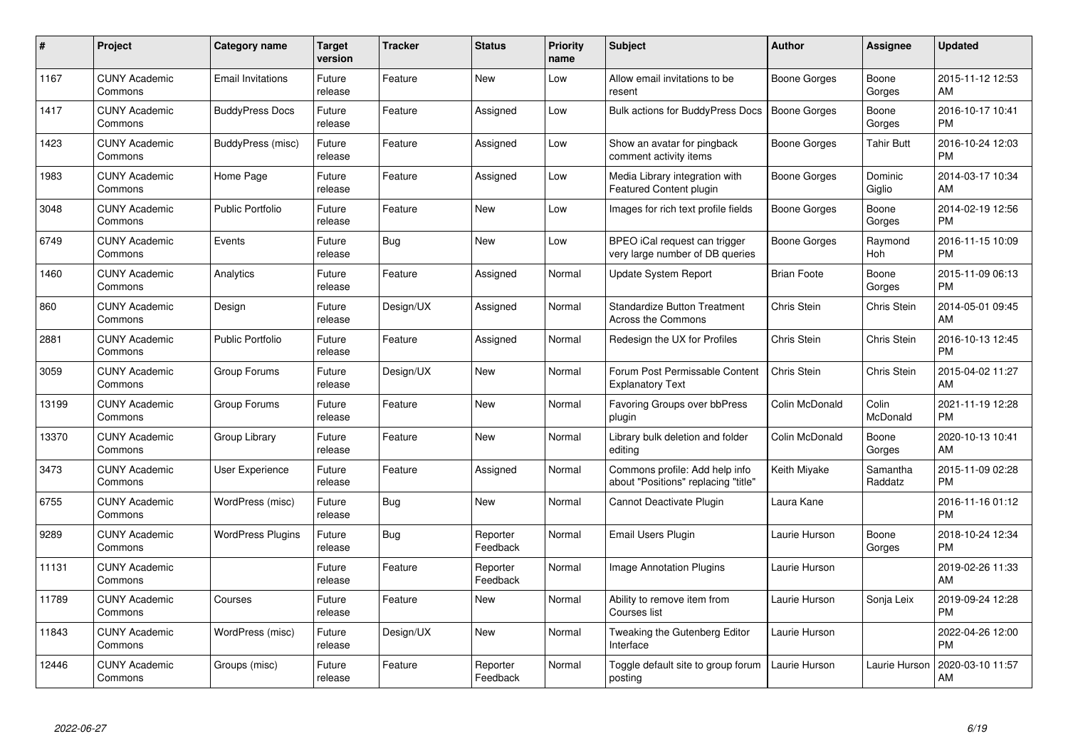| # | Project | Category name | Target version | Tracker | Status | Priority name | Subject | Author | Assignee | Updated |
|---|---|---|---|---|---|---|---|---|---|---|
| 1167 | CUNY Academic Commons | Email Invitations | Future release | Feature | New | Low | Allow email invitations to be resent | Boone Gorges | Boone Gorges | 2015-11-12 12:53 AM |
| 1417 | CUNY Academic Commons | BuddyPress Docs | Future release | Feature | Assigned | Low | Bulk actions for BuddyPress Docs | Boone Gorges | Boone Gorges | 2016-10-17 10:41 PM |
| 1423 | CUNY Academic Commons | BuddyPress (misc) | Future release | Feature | Assigned | Low | Show an avatar for pingback comment activity items | Boone Gorges | Tahir Butt | 2016-10-24 12:03 PM |
| 1983 | CUNY Academic Commons | Home Page | Future release | Feature | Assigned | Low | Media Library integration with Featured Content plugin | Boone Gorges | Dominic Giglio | 2014-03-17 10:34 AM |
| 3048 | CUNY Academic Commons | Public Portfolio | Future release | Feature | New | Low | Images for rich text profile fields | Boone Gorges | Boone Gorges | 2014-02-19 12:56 PM |
| 6749 | CUNY Academic Commons | Events | Future release | Bug | New | Low | BPEO iCal request can trigger very large number of DB queries | Boone Gorges | Raymond Hoh | 2016-11-15 10:09 PM |
| 1460 | CUNY Academic Commons | Analytics | Future release | Feature | Assigned | Normal | Update System Report | Brian Foote | Boone Gorges | 2015-11-09 06:13 PM |
| 860 | CUNY Academic Commons | Design | Future release | Design/UX | Assigned | Normal | Standardize Button Treatment Across the Commons | Chris Stein | Chris Stein | 2014-05-01 09:45 AM |
| 2881 | CUNY Academic Commons | Public Portfolio | Future release | Feature | Assigned | Normal | Redesign the UX for Profiles | Chris Stein | Chris Stein | 2016-10-13 12:45 PM |
| 3059 | CUNY Academic Commons | Group Forums | Future release | Design/UX | New | Normal | Forum Post Permissable Content Explanatory Text | Chris Stein | Chris Stein | 2015-04-02 11:27 AM |
| 13199 | CUNY Academic Commons | Group Forums | Future release | Feature | New | Normal | Favoring Groups over bbPress plugin | Colin McDonald | Colin McDonald | 2021-11-19 12:28 PM |
| 13370 | CUNY Academic Commons | Group Library | Future release | Feature | New | Normal | Library bulk deletion and folder editing | Colin McDonald | Boone Gorges | 2020-10-13 10:41 AM |
| 3473 | CUNY Academic Commons | User Experience | Future release | Feature | Assigned | Normal | Commons profile: Add help info about "Positions" replacing "title" | Keith Miyake | Samantha Raddatz | 2015-11-09 02:28 PM |
| 6755 | CUNY Academic Commons | WordPress (misc) | Future release | Bug | New | Normal | Cannot Deactivate Plugin | Laura Kane | | 2016-11-16 01:12 PM |
| 9289 | CUNY Academic Commons | WordPress Plugins | Future release | Bug | Reporter Feedback | Normal | Email Users Plugin | Laurie Hurson | Boone Gorges | 2018-10-24 12:34 PM |
| 11131 | CUNY Academic Commons | | Future release | Feature | Reporter Feedback | Normal | Image Annotation Plugins | Laurie Hurson | | 2019-02-26 11:33 AM |
| 11789 | CUNY Academic Commons | Courses | Future release | Feature | New | Normal | Ability to remove item from Courses list | Laurie Hurson | Sonja Leix | 2019-09-24 12:28 PM |
| 11843 | CUNY Academic Commons | WordPress (misc) | Future release | Design/UX | New | Normal | Tweaking the Gutenberg Editor Interface | Laurie Hurson | | 2022-04-26 12:00 PM |
| 12446 | CUNY Academic Commons | Groups (misc) | Future release | Feature | Reporter Feedback | Normal | Toggle default site to group forum posting | Laurie Hurson | Laurie Hurson | 2020-03-10 11:57 AM |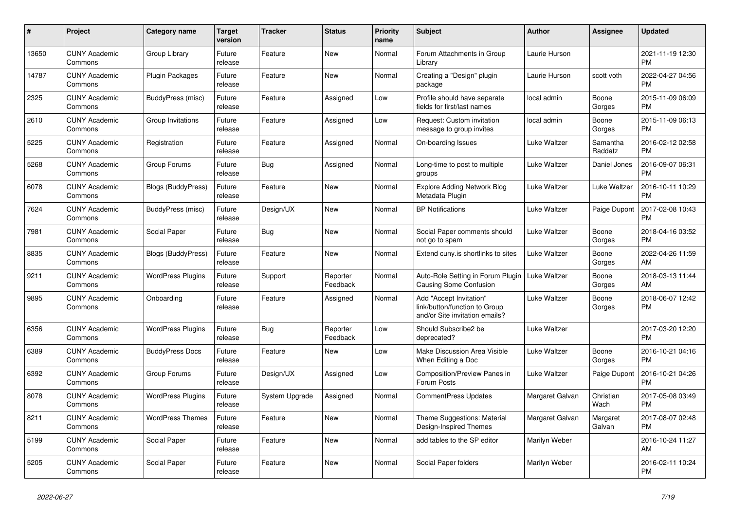| # | Project | Category name | Target version | Tracker | Status | Priority name | Subject | Author | Assignee | Updated |
|---|---|---|---|---|---|---|---|---|---|---|
| 13650 | CUNY Academic Commons | Group Library | Future release | Feature | New | Normal | Forum Attachments in Group Library | Laurie Hurson | | 2021-11-19 12:30 PM |
| 14787 | CUNY Academic Commons | Plugin Packages | Future release | Feature | New | Normal | Creating a "Design" plugin package | Laurie Hurson | scott voth | 2022-04-27 04:56 PM |
| 2325 | CUNY Academic Commons | BuddyPress (misc) | Future release | Feature | Assigned | Low | Profile should have separate fields for first/last names | local admin | Boone Gorges | 2015-11-09 06:09 PM |
| 2610 | CUNY Academic Commons | Group Invitations | Future release | Feature | Assigned | Low | Request: Custom invitation message to group invites | local admin | Boone Gorges | 2015-11-09 06:13 PM |
| 5225 | CUNY Academic Commons | Registration | Future release | Feature | Assigned | Normal | On-boarding Issues | Luke Waltzer | Samantha Raddatz | 2016-02-12 02:58 PM |
| 5268 | CUNY Academic Commons | Group Forums | Future release | Bug | Assigned | Normal | Long-time to post to multiple groups | Luke Waltzer | Daniel Jones | 2016-09-07 06:31 PM |
| 6078 | CUNY Academic Commons | Blogs (BuddyPress) | Future release | Feature | New | Normal | Explore Adding Network Blog Metadata Plugin | Luke Waltzer | Luke Waltzer | 2016-10-11 10:29 PM |
| 7624 | CUNY Academic Commons | BuddyPress (misc) | Future release | Design/UX | New | Normal | BP Notifications | Luke Waltzer | Paige Dupont | 2017-02-08 10:43 PM |
| 7981 | CUNY Academic Commons | Social Paper | Future release | Bug | New | Normal | Social Paper comments should not go to spam | Luke Waltzer | Boone Gorges | 2018-04-16 03:52 PM |
| 8835 | CUNY Academic Commons | Blogs (BuddyPress) | Future release | Feature | New | Normal | Extend cuny.is shortlinks to sites | Luke Waltzer | Boone Gorges | 2022-04-26 11:59 AM |
| 9211 | CUNY Academic Commons | WordPress Plugins | Future release | Support | Reporter Feedback | Normal | Auto-Role Setting in Forum Plugin Causing Some Confusion | Luke Waltzer | Boone Gorges | 2018-03-13 11:44 AM |
| 9895 | CUNY Academic Commons | Onboarding | Future release | Feature | Assigned | Normal | Add "Accept Invitation" link/button/function to Group and/or Site invitation emails? | Luke Waltzer | Boone Gorges | 2018-06-07 12:42 PM |
| 6356 | CUNY Academic Commons | WordPress Plugins | Future release | Bug | Reporter Feedback | Low | Should Subscribe2 be deprecated? | Luke Waltzer | | 2017-03-20 12:20 PM |
| 6389 | CUNY Academic Commons | BuddyPress Docs | Future release | Feature | New | Low | Make Discussion Area Visible When Editing a Doc | Luke Waltzer | Boone Gorges | 2016-10-21 04:16 PM |
| 6392 | CUNY Academic Commons | Group Forums | Future release | Design/UX | Assigned | Low | Composition/Preview Panes in Forum Posts | Luke Waltzer | Paige Dupont | 2016-10-21 04:26 PM |
| 8078 | CUNY Academic Commons | WordPress Plugins | Future release | System Upgrade | Assigned | Normal | CommentPress Updates | Margaret Galvan | Christian Wach | 2017-05-08 03:49 PM |
| 8211 | CUNY Academic Commons | WordPress Themes | Future release | Feature | New | Normal | Theme Suggestions: Material Design-Inspired Themes | Margaret Galvan | Margaret Galvan | 2017-08-07 02:48 PM |
| 5199 | CUNY Academic Commons | Social Paper | Future release | Feature | New | Normal | add tables to the SP editor | Marilyn Weber | | 2016-10-24 11:27 AM |
| 5205 | CUNY Academic Commons | Social Paper | Future release | Feature | New | Normal | Social Paper folders | Marilyn Weber | | 2016-02-11 10:24 PM |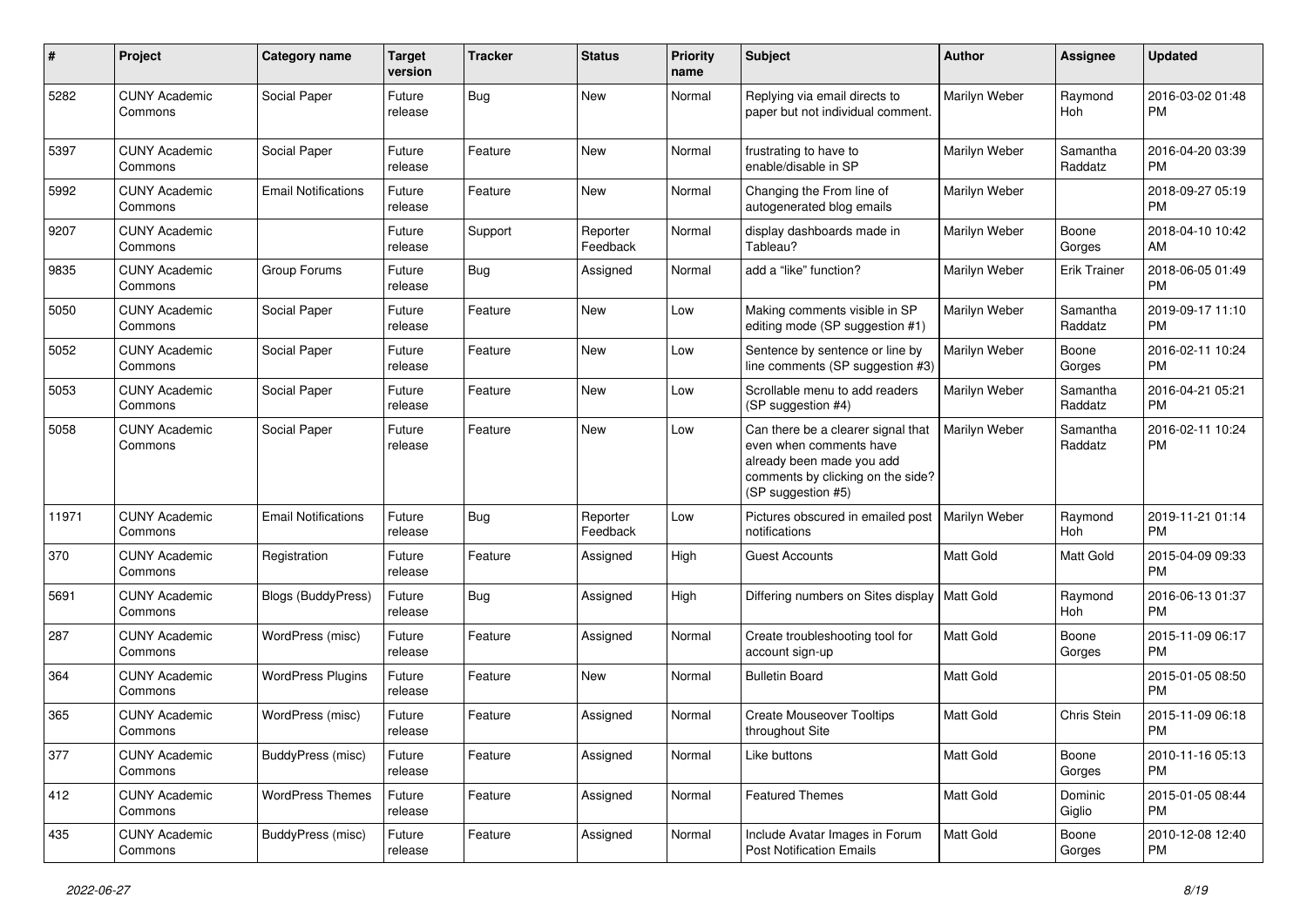| # | Project | Category name | Target version | Tracker | Status | Priority name | Subject | Author | Assignee | Updated |
|---|---|---|---|---|---|---|---|---|---|---|
| 5282 | CUNY Academic Commons | Social Paper | Future release | Bug | New | Normal | Replying via email directs to paper but not individual comment. | Marilyn Weber | Raymond Hoh | 2016-03-02 01:48 PM |
| 5397 | CUNY Academic Commons | Social Paper | Future release | Feature | New | Normal | frustrating to have to enable/disable in SP | Marilyn Weber | Samantha Raddatz | 2016-04-20 03:39 PM |
| 5992 | CUNY Academic Commons | Email Notifications | Future release | Feature | New | Normal | Changing the From line of autogenerated blog emails | Marilyn Weber | | 2018-09-27 05:19 PM |
| 9207 | CUNY Academic Commons | | Future release | Support | Reporter Feedback | Normal | display dashboards made in Tableau? | Marilyn Weber | Boone Gorges | 2018-04-10 10:42 AM |
| 9835 | CUNY Academic Commons | Group Forums | Future release | Bug | Assigned | Normal | add a "like" function? | Marilyn Weber | Erik Trainer | 2018-06-05 01:49 PM |
| 5050 | CUNY Academic Commons | Social Paper | Future release | Feature | New | Low | Making comments visible in SP editing mode (SP suggestion #1) | Marilyn Weber | Samantha Raddatz | 2019-09-17 11:10 PM |
| 5052 | CUNY Academic Commons | Social Paper | Future release | Feature | New | Low | Sentence by sentence or line by line comments (SP suggestion #3) | Marilyn Weber | Boone Gorges | 2016-02-11 10:24 PM |
| 5053 | CUNY Academic Commons | Social Paper | Future release | Feature | New | Low | Scrollable menu to add readers (SP suggestion #4) | Marilyn Weber | Samantha Raddatz | 2016-04-21 05:21 PM |
| 5058 | CUNY Academic Commons | Social Paper | Future release | Feature | New | Low | Can there be a clearer signal that even when comments have already been made you add comments by clicking on the side? (SP suggestion #5) | Marilyn Weber | Samantha Raddatz | 2016-02-11 10:24 PM |
| 11971 | CUNY Academic Commons | Email Notifications | Future release | Bug | Reporter Feedback | Low | Pictures obscured in emailed post notifications | Marilyn Weber | Raymond Hoh | 2019-11-21 01:14 PM |
| 370 | CUNY Academic Commons | Registration | Future release | Feature | Assigned | High | Guest Accounts | Matt Gold | Matt Gold | 2015-04-09 09:33 PM |
| 5691 | CUNY Academic Commons | Blogs (BuddyPress) | Future release | Bug | Assigned | High | Differing numbers on Sites display | Matt Gold | Raymond Hoh | 2016-06-13 01:37 PM |
| 287 | CUNY Academic Commons | WordPress (misc) | Future release | Feature | Assigned | Normal | Create troubleshooting tool for account sign-up | Matt Gold | Boone Gorges | 2015-11-09 06:17 PM |
| 364 | CUNY Academic Commons | WordPress Plugins | Future release | Feature | New | Normal | Bulletin Board | Matt Gold | | 2015-01-05 08:50 PM |
| 365 | CUNY Academic Commons | WordPress (misc) | Future release | Feature | Assigned | Normal | Create Mouseover Tooltips throughout Site | Matt Gold | Chris Stein | 2015-11-09 06:18 PM |
| 377 | CUNY Academic Commons | BuddyPress (misc) | Future release | Feature | Assigned | Normal | Like buttons | Matt Gold | Boone Gorges | 2010-11-16 05:13 PM |
| 412 | CUNY Academic Commons | WordPress Themes | Future release | Feature | Assigned | Normal | Featured Themes | Matt Gold | Dominic Giglio | 2015-01-05 08:44 PM |
| 435 | CUNY Academic Commons | BuddyPress (misc) | Future release | Feature | Assigned | Normal | Include Avatar Images in Forum Post Notification Emails | Matt Gold | Boone Gorges | 2010-12-08 12:40 PM |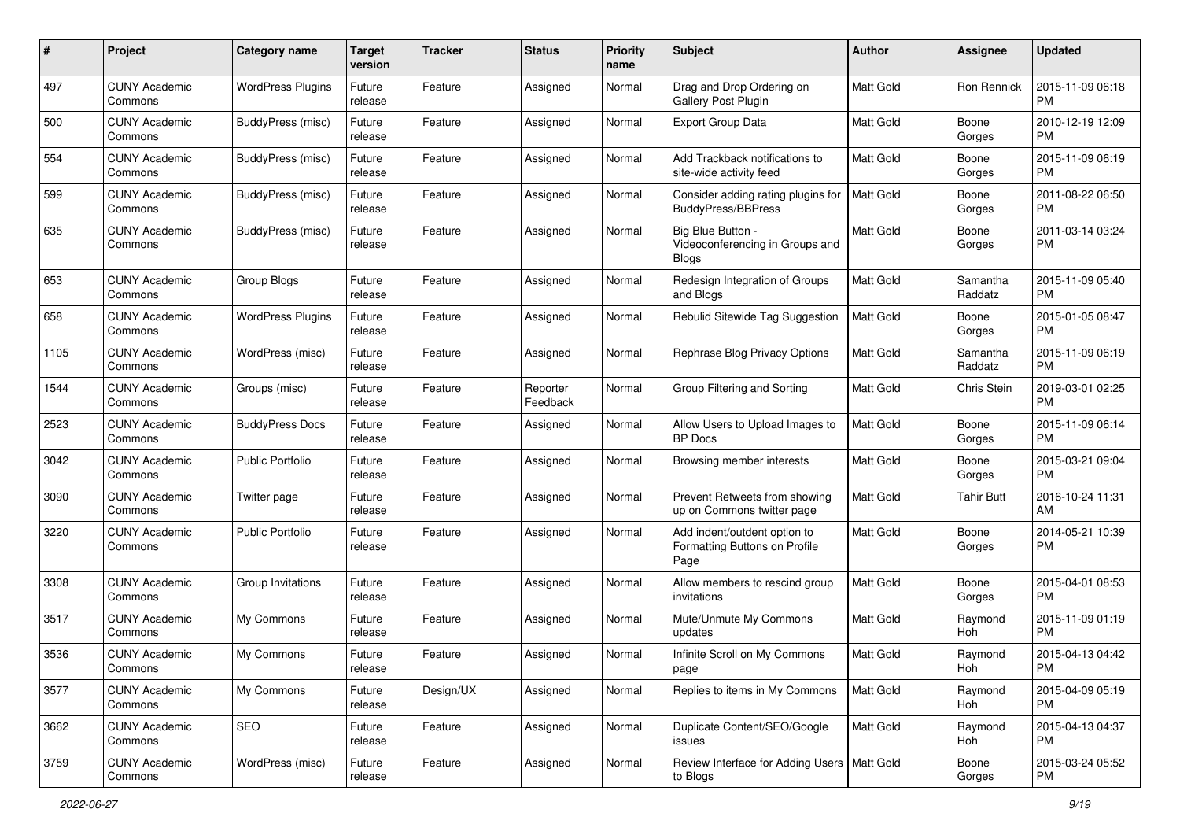| # | Project | Category name | Target version | Tracker | Status | Priority name | Subject | Author | Assignee | Updated |
|---|---|---|---|---|---|---|---|---|---|---|
| 497 | CUNY Academic Commons | WordPress Plugins | Future release | Feature | Assigned | Normal | Drag and Drop Ordering on Gallery Post Plugin | Matt Gold | Ron Rennick | 2015-11-09 06:18 PM |
| 500 | CUNY Academic Commons | BuddyPress (misc) | Future release | Feature | Assigned | Normal | Export Group Data | Matt Gold | Boone Gorges | 2010-12-19 12:09 PM |
| 554 | CUNY Academic Commons | BuddyPress (misc) | Future release | Feature | Assigned | Normal | Add Trackback notifications to site-wide activity feed | Matt Gold | Boone Gorges | 2015-11-09 06:19 PM |
| 599 | CUNY Academic Commons | BuddyPress (misc) | Future release | Feature | Assigned | Normal | Consider adding rating plugins for BuddyPress/BBPress | Matt Gold | Boone Gorges | 2011-08-22 06:50 PM |
| 635 | CUNY Academic Commons | BuddyPress (misc) | Future release | Feature | Assigned | Normal | Big Blue Button - Videoconferencing in Groups and Blogs | Matt Gold | Boone Gorges | 2011-03-14 03:24 PM |
| 653 | CUNY Academic Commons | Group Blogs | Future release | Feature | Assigned | Normal | Redesign Integration of Groups and Blogs | Matt Gold | Samantha Raddatz | 2015-11-09 05:40 PM |
| 658 | CUNY Academic Commons | WordPress Plugins | Future release | Feature | Assigned | Normal | Rebulid Sitewide Tag Suggestion | Matt Gold | Boone Gorges | 2015-01-05 08:47 PM |
| 1105 | CUNY Academic Commons | WordPress (misc) | Future release | Feature | Assigned | Normal | Rephrase Blog Privacy Options | Matt Gold | Samantha Raddatz | 2015-11-09 06:19 PM |
| 1544 | CUNY Academic Commons | Groups (misc) | Future release | Feature | Reporter Feedback | Normal | Group Filtering and Sorting | Matt Gold | Chris Stein | 2019-03-01 02:25 PM |
| 2523 | CUNY Academic Commons | BuddyPress Docs | Future release | Feature | Assigned | Normal | Allow Users to Upload Images to BP Docs | Matt Gold | Boone Gorges | 2015-11-09 06:14 PM |
| 3042 | CUNY Academic Commons | Public Portfolio | Future release | Feature | Assigned | Normal | Browsing member interests | Matt Gold | Boone Gorges | 2015-03-21 09:04 PM |
| 3090 | CUNY Academic Commons | Twitter page | Future release | Feature | Assigned | Normal | Prevent Retweets from showing up on Commons twitter page | Matt Gold | Tahir Butt | 2016-10-24 11:31 AM |
| 3220 | CUNY Academic Commons | Public Portfolio | Future release | Feature | Assigned | Normal | Add indent/outdent option to Formatting Buttons on Profile Page | Matt Gold | Boone Gorges | 2014-05-21 10:39 PM |
| 3308 | CUNY Academic Commons | Group Invitations | Future release | Feature | Assigned | Normal | Allow members to rescind group invitations | Matt Gold | Boone Gorges | 2015-04-01 08:53 PM |
| 3517 | CUNY Academic Commons | My Commons | Future release | Feature | Assigned | Normal | Mute/Unmute My Commons updates | Matt Gold | Raymond Hoh | 2015-11-09 01:19 PM |
| 3536 | CUNY Academic Commons | My Commons | Future release | Feature | Assigned | Normal | Infinite Scroll on My Commons page | Matt Gold | Raymond Hoh | 2015-04-13 04:42 PM |
| 3577 | CUNY Academic Commons | My Commons | Future release | Design/UX | Assigned | Normal | Replies to items in My Commons | Matt Gold | Raymond Hoh | 2015-04-09 05:19 PM |
| 3662 | CUNY Academic Commons | SEO | Future release | Feature | Assigned | Normal | Duplicate Content/SEO/Google issues | Matt Gold | Raymond Hoh | 2015-04-13 04:37 PM |
| 3759 | CUNY Academic Commons | WordPress (misc) | Future release | Feature | Assigned | Normal | Review Interface for Adding Users to Blogs | Matt Gold | Boone Gorges | 2015-03-24 05:52 PM |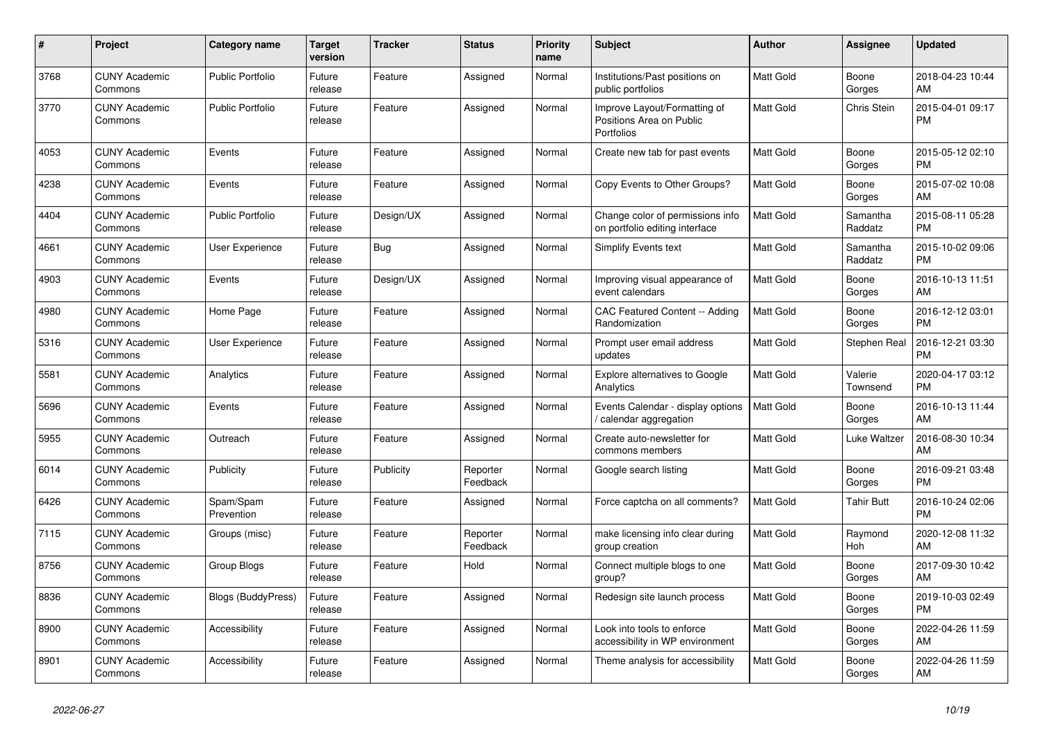| # | Project | Category name | Target version | Tracker | Status | Priority name | Subject | Author | Assignee | Updated |
|---|---|---|---|---|---|---|---|---|---|---|
| 3768 | CUNY Academic Commons | Public Portfolio | Future release | Feature | Assigned | Normal | Institutions/Past positions on public portfolios | Matt Gold | Boone Gorges | 2018-04-23 10:44 AM |
| 3770 | CUNY Academic Commons | Public Portfolio | Future release | Feature | Assigned | Normal | Improve Layout/Formatting of Positions Area on Public Portfolios | Matt Gold | Chris Stein | 2015-04-01 09:17 PM |
| 4053 | CUNY Academic Commons | Events | Future release | Feature | Assigned | Normal | Create new tab for past events | Matt Gold | Boone Gorges | 2015-05-12 02:10 PM |
| 4238 | CUNY Academic Commons | Events | Future release | Feature | Assigned | Normal | Copy Events to Other Groups? | Matt Gold | Boone Gorges | 2015-07-02 10:08 AM |
| 4404 | CUNY Academic Commons | Public Portfolio | Future release | Design/UX | Assigned | Normal | Change color of permissions info on portfolio editing interface | Matt Gold | Samantha Raddatz | 2015-08-11 05:28 PM |
| 4661 | CUNY Academic Commons | User Experience | Future release | Bug | Assigned | Normal | Simplify Events text | Matt Gold | Samantha Raddatz | 2015-10-02 09:06 PM |
| 4903 | CUNY Academic Commons | Events | Future release | Design/UX | Assigned | Normal | Improving visual appearance of event calendars | Matt Gold | Boone Gorges | 2016-10-13 11:51 AM |
| 4980 | CUNY Academic Commons | Home Page | Future release | Feature | Assigned | Normal | CAC Featured Content -- Adding Randomization | Matt Gold | Boone Gorges | 2016-12-12 03:01 PM |
| 5316 | CUNY Academic Commons | User Experience | Future release | Feature | Assigned | Normal | Prompt user email address updates | Matt Gold | Stephen Real | 2016-12-21 03:30 PM |
| 5581 | CUNY Academic Commons | Analytics | Future release | Feature | Assigned | Normal | Explore alternatives to Google Analytics | Matt Gold | Valerie Townsend | 2020-04-17 03:12 PM |
| 5696 | CUNY Academic Commons | Events | Future release | Feature | Assigned | Normal | Events Calendar - display options / calendar aggregation | Matt Gold | Boone Gorges | 2016-10-13 11:44 AM |
| 5955 | CUNY Academic Commons | Outreach | Future release | Feature | Assigned | Normal | Create auto-newsletter for commons members | Matt Gold | Luke Waltzer | 2016-08-30 10:34 AM |
| 6014 | CUNY Academic Commons | Publicity | Future release | Publicity | Reporter Feedback | Normal | Google search listing | Matt Gold | Boone Gorges | 2016-09-21 03:48 PM |
| 6426 | CUNY Academic Commons | Spam/Spam Prevention | Future release | Feature | Assigned | Normal | Force captcha on all comments? | Matt Gold | Tahir Butt | 2016-10-24 02:06 PM |
| 7115 | CUNY Academic Commons | Groups (misc) | Future release | Feature | Reporter Feedback | Normal | make licensing info clear during group creation | Matt Gold | Raymond Hoh | 2020-12-08 11:32 AM |
| 8756 | CUNY Academic Commons | Group Blogs | Future release | Feature | Hold | Normal | Connect multiple blogs to one group? | Matt Gold | Boone Gorges | 2017-09-30 10:42 AM |
| 8836 | CUNY Academic Commons | Blogs (BuddyPress) | Future release | Feature | Assigned | Normal | Redesign site launch process | Matt Gold | Boone Gorges | 2019-10-03 02:49 PM |
| 8900 | CUNY Academic Commons | Accessibility | Future release | Feature | Assigned | Normal | Look into tools to enforce accessibility in WP environment | Matt Gold | Boone Gorges | 2022-04-26 11:59 AM |
| 8901 | CUNY Academic Commons | Accessibility | Future release | Feature | Assigned | Normal | Theme analysis for accessibility | Matt Gold | Boone Gorges | 2022-04-26 11:59 AM |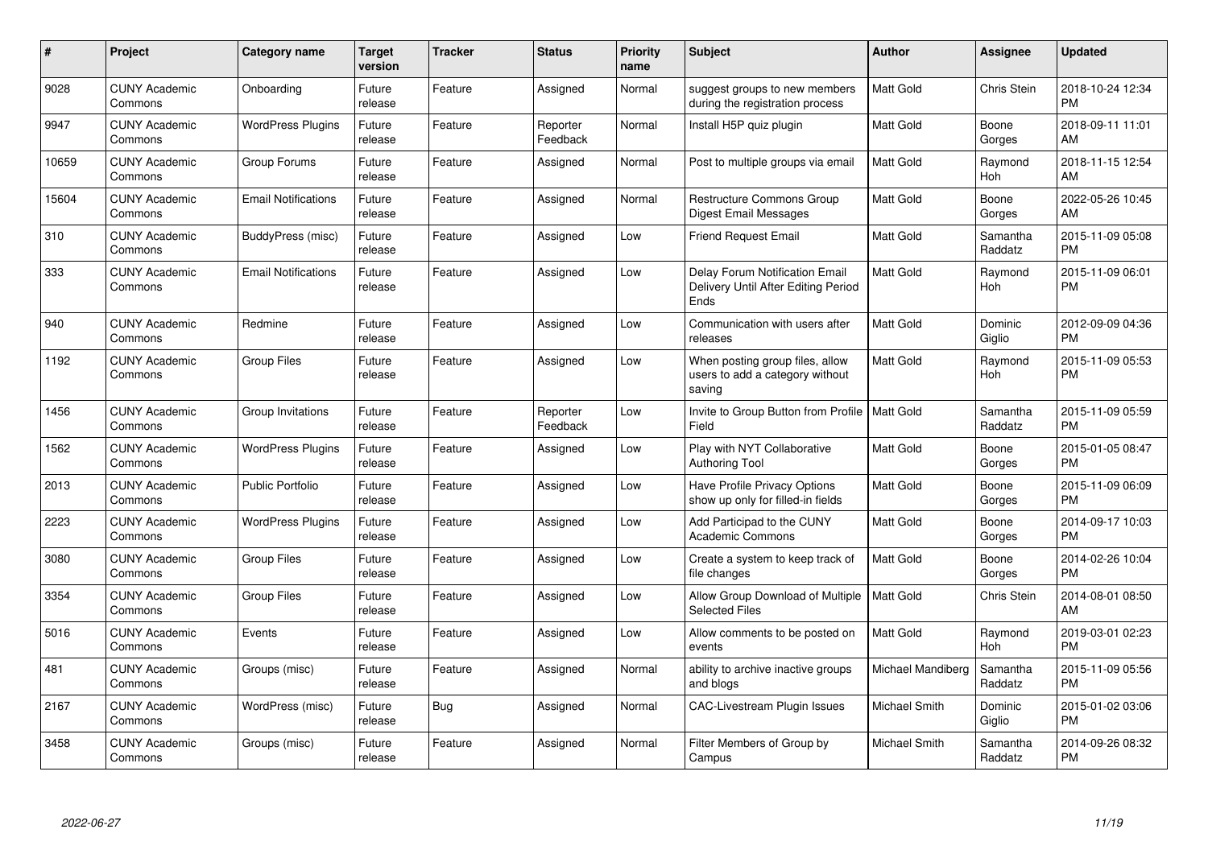| # | Project | Category name | Target version | Tracker | Status | Priority name | Subject | Author | Assignee | Updated |
|---|---|---|---|---|---|---|---|---|---|---|
| 9028 | CUNY Academic Commons | Onboarding | Future release | Feature | Assigned | Normal | suggest groups to new members during the registration process | Matt Gold | Chris Stein | 2018-10-24 12:34 PM |
| 9947 | CUNY Academic Commons | WordPress Plugins | Future release | Feature | Reporter Feedback | Normal | Install H5P quiz plugin | Matt Gold | Boone Gorges | 2018-09-11 11:01 AM |
| 10659 | CUNY Academic Commons | Group Forums | Future release | Feature | Assigned | Normal | Post to multiple groups via email | Matt Gold | Raymond Hoh | 2018-11-15 12:54 AM |
| 15604 | CUNY Academic Commons | Email Notifications | Future release | Feature | Assigned | Normal | Restructure Commons Group Digest Email Messages | Matt Gold | Boone Gorges | 2022-05-26 10:45 AM |
| 310 | CUNY Academic Commons | BuddyPress (misc) | Future release | Feature | Assigned | Low | Friend Request Email | Matt Gold | Samantha Raddatz | 2015-11-09 05:08 PM |
| 333 | CUNY Academic Commons | Email Notifications | Future release | Feature | Assigned | Low | Delay Forum Notification Email Delivery Until After Editing Period Ends | Matt Gold | Raymond Hoh | 2015-11-09 06:01 PM |
| 940 | CUNY Academic Commons | Redmine | Future release | Feature | Assigned | Low | Communication with users after releases | Matt Gold | Dominic Giglio | 2012-09-09 04:36 PM |
| 1192 | CUNY Academic Commons | Group Files | Future release | Feature | Assigned | Low | When posting group files, allow users to add a category without saving | Matt Gold | Raymond Hoh | 2015-11-09 05:53 PM |
| 1456 | CUNY Academic Commons | Group Invitations | Future release | Feature | Reporter Feedback | Low | Invite to Group Button from Profile Field | Matt Gold | Samantha Raddatz | 2015-11-09 05:59 PM |
| 1562 | CUNY Academic Commons | WordPress Plugins | Future release | Feature | Assigned | Low | Play with NYT Collaborative Authoring Tool | Matt Gold | Boone Gorges | 2015-01-05 08:47 PM |
| 2013 | CUNY Academic Commons | Public Portfolio | Future release | Feature | Assigned | Low | Have Profile Privacy Options show up only for filled-in fields | Matt Gold | Boone Gorges | 2015-11-09 06:09 PM |
| 2223 | CUNY Academic Commons | WordPress Plugins | Future release | Feature | Assigned | Low | Add Participad to the CUNY Academic Commons | Matt Gold | Boone Gorges | 2014-09-17 10:03 PM |
| 3080 | CUNY Academic Commons | Group Files | Future release | Feature | Assigned | Low | Create a system to keep track of file changes | Matt Gold | Boone Gorges | 2014-02-26 10:04 PM |
| 3354 | CUNY Academic Commons | Group Files | Future release | Feature | Assigned | Low | Allow Group Download of Multiple Selected Files | Matt Gold | Chris Stein | 2014-08-01 08:50 AM |
| 5016 | CUNY Academic Commons | Events | Future release | Feature | Assigned | Low | Allow comments to be posted on events | Matt Gold | Raymond Hoh | 2019-03-01 02:23 PM |
| 481 | CUNY Academic Commons | Groups (misc) | Future release | Feature | Assigned | Normal | ability to archive inactive groups and blogs | Michael Mandiberg | Samantha Raddatz | 2015-11-09 05:56 PM |
| 2167 | CUNY Academic Commons | WordPress (misc) | Future release | Bug | Assigned | Normal | CAC-Livestream Plugin Issues | Michael Smith | Dominic Giglio | 2015-01-02 03:06 PM |
| 3458 | CUNY Academic Commons | Groups (misc) | Future release | Feature | Assigned | Normal | Filter Members of Group by Campus | Michael Smith | Samantha Raddatz | 2014-09-26 08:32 PM |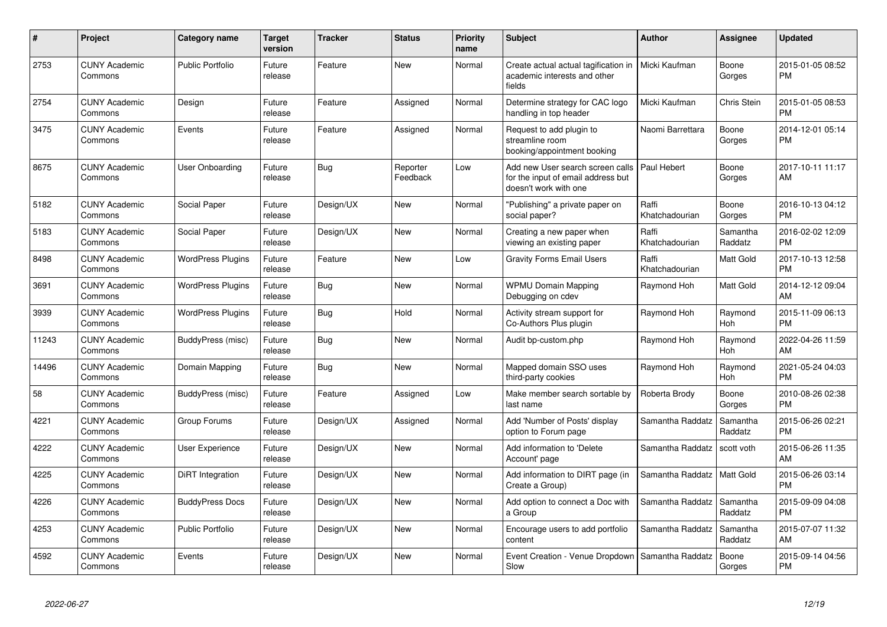| # | Project | Category name | Target version | Tracker | Status | Priority name | Subject | Author | Assignee | Updated |
|---|---|---|---|---|---|---|---|---|---|---|
| 2753 | CUNY Academic Commons | Public Portfolio | Future release | Feature | New | Normal | Create actual actual tagification in academic interests and other fields | Micki Kaufman | Boone Gorges | 2015-01-05 08:52 PM |
| 2754 | CUNY Academic Commons | Design | Future release | Feature | Assigned | Normal | Determine strategy for CAC logo handling in top header | Micki Kaufman | Chris Stein | 2015-01-05 08:53 PM |
| 3475 | CUNY Academic Commons | Events | Future release | Feature | Assigned | Normal | Request to add plugin to streamline room booking/appointment booking | Naomi Barrettara | Boone Gorges | 2014-12-01 05:14 PM |
| 8675 | CUNY Academic Commons | User Onboarding | Future release | Bug | Reporter Feedback | Low | Add new User search screen calls for the input of email address but doesn't work with one | Paul Hebert | Boone Gorges | 2017-10-11 11:17 AM |
| 5182 | CUNY Academic Commons | Social Paper | Future release | Design/UX | New | Normal | "Publishing" a private paper on social paper? | Raffi Khatchadourian | Boone Gorges | 2016-10-13 04:12 PM |
| 5183 | CUNY Academic Commons | Social Paper | Future release | Design/UX | New | Normal | Creating a new paper when viewing an existing paper | Raffi Khatchadourian | Samantha Raddatz | 2016-02-02 12:09 PM |
| 8498 | CUNY Academic Commons | WordPress Plugins | Future release | Feature | New | Low | Gravity Forms Email Users | Raffi Khatchadourian | Matt Gold | 2017-10-13 12:58 PM |
| 3691 | CUNY Academic Commons | WordPress Plugins | Future release | Bug | New | Normal | WPMU Domain Mapping Debugging on cdev | Raymond Hoh | Matt Gold | 2014-12-12 09:04 AM |
| 3939 | CUNY Academic Commons | WordPress Plugins | Future release | Bug | Hold | Normal | Activity stream support for Co-Authors Plus plugin | Raymond Hoh | Raymond Hoh | 2015-11-09 06:13 PM |
| 11243 | CUNY Academic Commons | BuddyPress (misc) | Future release | Bug | New | Normal | Audit bp-custom.php | Raymond Hoh | Raymond Hoh | 2022-04-26 11:59 AM |
| 14496 | CUNY Academic Commons | Domain Mapping | Future release | Bug | New | Normal | Mapped domain SSO uses third-party cookies | Raymond Hoh | Raymond Hoh | 2021-05-24 04:03 PM |
| 58 | CUNY Academic Commons | BuddyPress (misc) | Future release | Feature | Assigned | Low | Make member search sortable by last name | Roberta Brody | Boone Gorges | 2010-08-26 02:38 PM |
| 4221 | CUNY Academic Commons | Group Forums | Future release | Design/UX | Assigned | Normal | Add 'Number of Posts' display option to Forum page | Samantha Raddatz | Samantha Raddatz | 2015-06-26 02:21 PM |
| 4222 | CUNY Academic Commons | User Experience | Future release | Design/UX | New | Normal | Add information to 'Delete Account' page | Samantha Raddatz | scott voth | 2015-06-26 11:35 AM |
| 4225 | CUNY Academic Commons | DiRT Integration | Future release | Design/UX | New | Normal | Add information to DIRT page (in Create a Group) | Samantha Raddatz | Matt Gold | 2015-06-26 03:14 PM |
| 4226 | CUNY Academic Commons | BuddyPress Docs | Future release | Design/UX | New | Normal | Add option to connect a Doc with a Group | Samantha Raddatz | Samantha Raddatz | 2015-09-09 04:08 PM |
| 4253 | CUNY Academic Commons | Public Portfolio | Future release | Design/UX | New | Normal | Encourage users to add portfolio content | Samantha Raddatz | Samantha Raddatz | 2015-07-07 11:32 AM |
| 4592 | CUNY Academic Commons | Events | Future release | Design/UX | New | Normal | Event Creation - Venue Dropdown Slow | Samantha Raddatz | Boone Gorges | 2015-09-14 04:56 PM |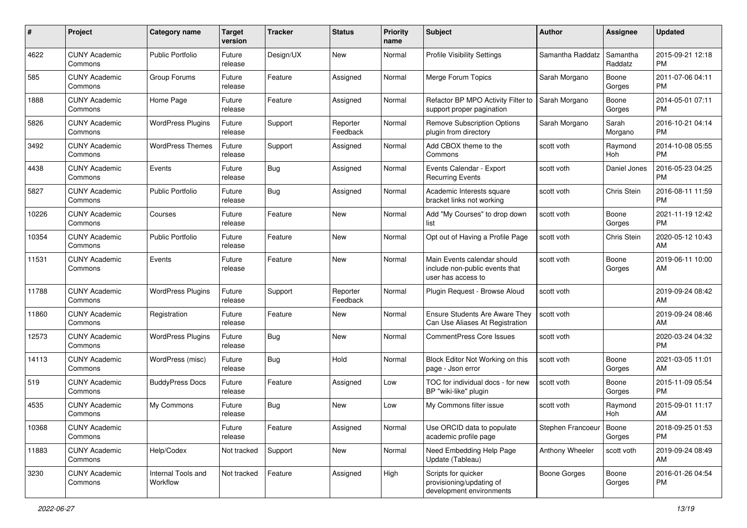| # | Project | Category name | Target version | Tracker | Status | Priority name | Subject | Author | Assignee | Updated |
|---|---|---|---|---|---|---|---|---|---|---|
| 4622 | CUNY Academic Commons | Public Portfolio | Future release | Design/UX | New | Normal | Profile Visibility Settings | Samantha Raddatz | Samantha Raddatz | 2015-09-21 12:18 PM |
| 585 | CUNY Academic Commons | Group Forums | Future release | Feature | Assigned | Normal | Merge Forum Topics | Sarah Morgano | Boone Gorges | 2011-07-06 04:11 PM |
| 1888 | CUNY Academic Commons | Home Page | Future release | Feature | Assigned | Normal | Refactor BP MPO Activity Filter to support proper pagination | Sarah Morgano | Boone Gorges | 2014-05-01 07:11 PM |
| 5826 | CUNY Academic Commons | WordPress Plugins | Future release | Support | Reporter Feedback | Normal | Remove Subscription Options plugin from directory | Sarah Morgano | Sarah Morgano | 2016-10-21 04:14 PM |
| 3492 | CUNY Academic Commons | WordPress Themes | Future release | Support | Assigned | Normal | Add CBOX theme to the Commons | scott voth | Raymond Hoh | 2014-10-08 05:55 PM |
| 4438 | CUNY Academic Commons | Events | Future release | Bug | Assigned | Normal | Events Calendar - Export Recurring Events | scott voth | Daniel Jones | 2016-05-23 04:25 PM |
| 5827 | CUNY Academic Commons | Public Portfolio | Future release | Bug | Assigned | Normal | Academic Interests square bracket links not working | scott voth | Chris Stein | 2016-08-11 11:59 PM |
| 10226 | CUNY Academic Commons | Courses | Future release | Feature | New | Normal | Add "My Courses" to drop down list | scott voth | Boone Gorges | 2021-11-19 12:42 PM |
| 10354 | CUNY Academic Commons | Public Portfolio | Future release | Feature | New | Normal | Opt out of Having a Profile Page | scott voth | Chris Stein | 2020-05-12 10:43 AM |
| 11531 | CUNY Academic Commons | Events | Future release | Feature | New | Normal | Main Events calendar should include non-public events that user has access to | scott voth | Boone Gorges | 2019-06-11 10:00 AM |
| 11788 | CUNY Academic Commons | WordPress Plugins | Future release | Support | Reporter Feedback | Normal | Plugin Request - Browse Aloud | scott voth | | 2019-09-24 08:42 AM |
| 11860 | CUNY Academic Commons | Registration | Future release | Feature | New | Normal | Ensure Students Are Aware They Can Use Aliases At Registration | scott voth | | 2019-09-24 08:46 AM |
| 12573 | CUNY Academic Commons | WordPress Plugins | Future release | Bug | New | Normal | CommentPress Core Issues | scott voth | | 2020-03-24 04:32 PM |
| 14113 | CUNY Academic Commons | WordPress (misc) | Future release | Bug | Hold | Normal | Block Editor Not Working on this page - Json error | scott voth | Boone Gorges | 2021-03-05 11:01 AM |
| 519 | CUNY Academic Commons | BuddyPress Docs | Future release | Feature | Assigned | Low | TOC for individual docs - for new BP "wiki-like" plugin | scott voth | Boone Gorges | 2015-11-09 05:54 PM |
| 4535 | CUNY Academic Commons | My Commons | Future release | Bug | New | Low | My Commons filter issue | scott voth | Raymond Hoh | 2015-09-01 11:17 AM |
| 10368 | CUNY Academic Commons | | Future release | Feature | Assigned | Normal | Use ORCID data to populate academic profile page | Stephen Francoeur | Boone Gorges | 2018-09-25 01:53 PM |
| 11883 | CUNY Academic Commons | Help/Codex | Not tracked | Support | New | Normal | Need Embedding Help Page Update (Tableau) | Anthony Wheeler | scott voth | 2019-09-24 08:49 AM |
| 3230 | CUNY Academic Commons | Internal Tools and Workflow | Not tracked | Feature | Assigned | High | Scripts for quicker provisioning/updating of development environments | Boone Gorges | Boone Gorges | 2016-01-26 04:54 PM |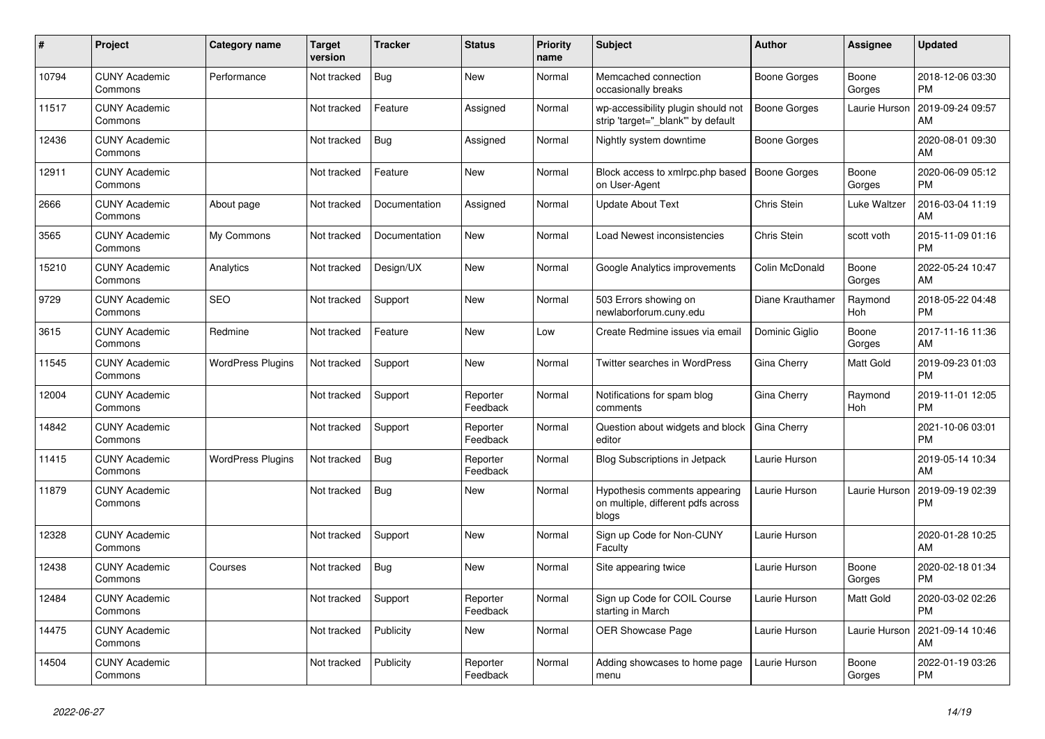| # | Project | Category name | Target version | Tracker | Status | Priority name | Subject | Author | Assignee | Updated |
|---|---|---|---|---|---|---|---|---|---|---|
| 10794 | CUNY Academic Commons | Performance | Not tracked | Bug | New | Normal | Memcached connection occasionally breaks | Boone Gorges | Boone Gorges | 2018-12-06 03:30 PM |
| 11517 | CUNY Academic Commons | | Not tracked | Feature | Assigned | Normal | wp-accessibility plugin should not strip 'target="_blank"' by default | Boone Gorges | Laurie Hurson | 2019-09-24 09:57 AM |
| 12436 | CUNY Academic Commons | | Not tracked | Bug | Assigned | Normal | Nightly system downtime | Boone Gorges | | 2020-08-01 09:30 AM |
| 12911 | CUNY Academic Commons | | Not tracked | Feature | New | Normal | Block access to xmlrpc.php based on User-Agent | Boone Gorges | Boone Gorges | 2020-06-09 05:12 PM |
| 2666 | CUNY Academic Commons | About page | Not tracked | Documentation | Assigned | Normal | Update About Text | Chris Stein | Luke Waltzer | 2016-03-04 11:19 AM |
| 3565 | CUNY Academic Commons | My Commons | Not tracked | Documentation | New | Normal | Load Newest inconsistencies | Chris Stein | scott voth | 2015-11-09 01:16 PM |
| 15210 | CUNY Academic Commons | Analytics | Not tracked | Design/UX | New | Normal | Google Analytics improvements | Colin McDonald | Boone Gorges | 2022-05-24 10:47 AM |
| 9729 | CUNY Academic Commons | SEO | Not tracked | Support | New | Normal | 503 Errors showing on newlaborforum.cuny.edu | Diane Krauthamer | Raymond Hoh | 2018-05-22 04:48 PM |
| 3615 | CUNY Academic Commons | Redmine | Not tracked | Feature | New | Low | Create Redmine issues via email | Dominic Giglio | Boone Gorges | 2017-11-16 11:36 AM |
| 11545 | CUNY Academic Commons | WordPress Plugins | Not tracked | Support | New | Normal | Twitter searches in WordPress | Gina Cherry | Matt Gold | 2019-09-23 01:03 PM |
| 12004 | CUNY Academic Commons | | Not tracked | Support | Reporter Feedback | Normal | Notifications for spam blog comments | Gina Cherry | Raymond Hoh | 2019-11-01 12:05 PM |
| 14842 | CUNY Academic Commons | | Not tracked | Support | Reporter Feedback | Normal | Question about widgets and block editor | Gina Cherry | | 2021-10-06 03:01 PM |
| 11415 | CUNY Academic Commons | WordPress Plugins | Not tracked | Bug | Reporter Feedback | Normal | Blog Subscriptions in Jetpack | Laurie Hurson | | 2019-05-14 10:34 AM |
| 11879 | CUNY Academic Commons | | Not tracked | Bug | New | Normal | Hypothesis comments appearing on multiple, different pdfs across blogs | Laurie Hurson | Laurie Hurson | 2019-09-19 02:39 PM |
| 12328 | CUNY Academic Commons | | Not tracked | Support | New | Normal | Sign up Code for Non-CUNY Faculty | Laurie Hurson | | 2020-01-28 10:25 AM |
| 12438 | CUNY Academic Commons | Courses | Not tracked | Bug | New | Normal | Site appearing twice | Laurie Hurson | Boone Gorges | 2020-02-18 01:34 PM |
| 12484 | CUNY Academic Commons | | Not tracked | Support | Reporter Feedback | Normal | Sign up Code for COIL Course starting in March | Laurie Hurson | Matt Gold | 2020-03-02 02:26 PM |
| 14475 | CUNY Academic Commons | | Not tracked | Publicity | New | Normal | OER Showcase Page | Laurie Hurson | Laurie Hurson | 2021-09-14 10:46 AM |
| 14504 | CUNY Academic Commons | | Not tracked | Publicity | Reporter Feedback | Normal | Adding showcases to home page menu | Laurie Hurson | Boone Gorges | 2022-01-19 03:26 PM |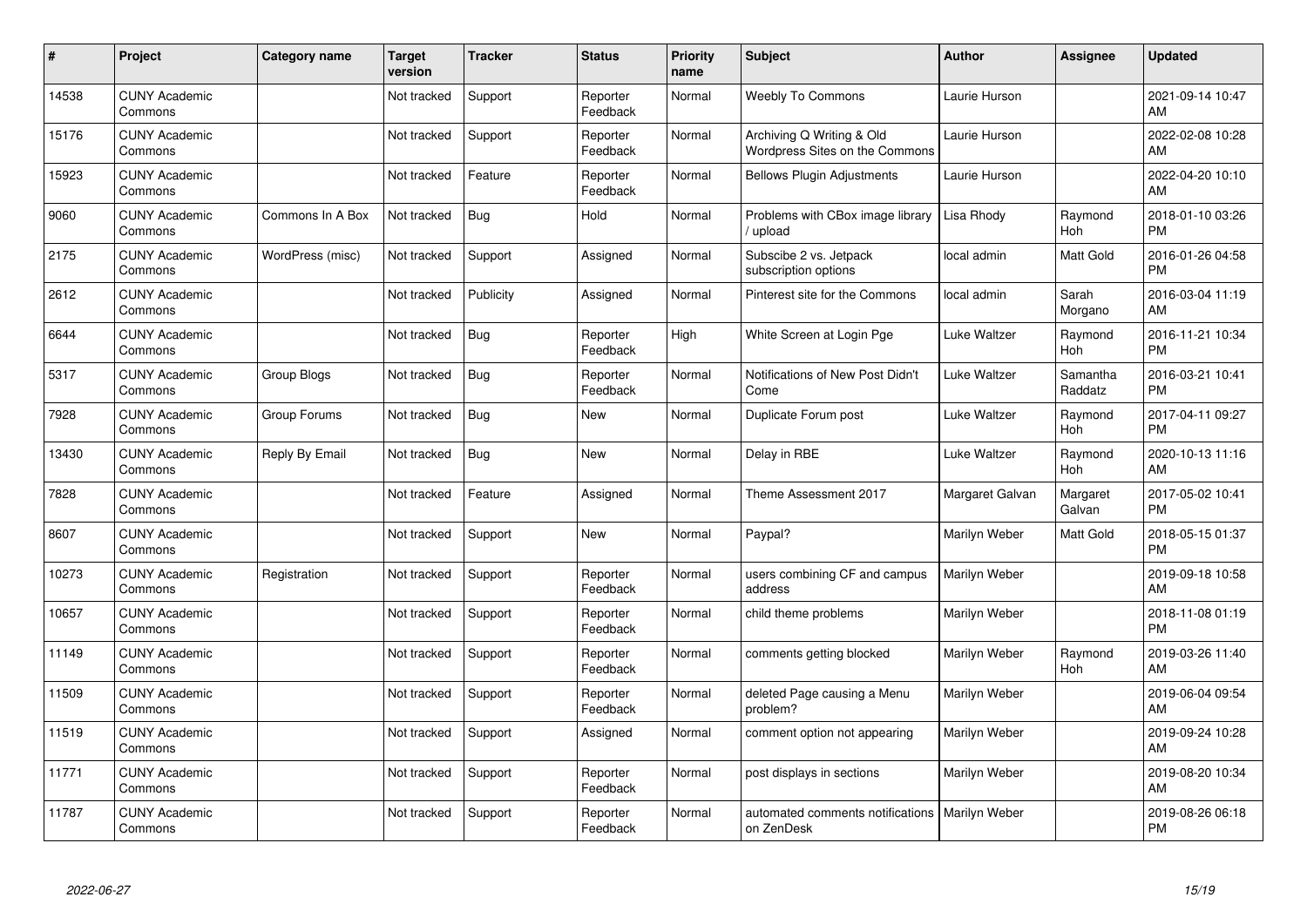| # | Project | Category name | Target version | Tracker | Status | Priority name | Subject | Author | Assignee | Updated |
|---|---|---|---|---|---|---|---|---|---|---|
| 14538 | CUNY Academic Commons | | Not tracked | Support | Reporter Feedback | Normal | Weebly To Commons | Laurie Hurson | | 2021-09-14 10:47 AM |
| 15176 | CUNY Academic Commons | | Not tracked | Support | Reporter Feedback | Normal | Archiving Q Writing & Old Wordpress Sites on the Commons | Laurie Hurson | | 2022-02-08 10:28 AM |
| 15923 | CUNY Academic Commons | | Not tracked | Feature | Reporter Feedback | Normal | Bellows Plugin Adjustments | Laurie Hurson | | 2022-04-20 10:10 AM |
| 9060 | CUNY Academic Commons | Commons In A Box | Not tracked | Bug | Hold | Normal | Problems with CBox image library / upload | Lisa Rhody | Raymond Hoh | 2018-01-10 03:26 PM |
| 2175 | CUNY Academic Commons | WordPress (misc) | Not tracked | Support | Assigned | Normal | Subscibe 2 vs. Jetpack subscription options | local admin | Matt Gold | 2016-01-26 04:58 PM |
| 2612 | CUNY Academic Commons | | Not tracked | Publicity | Assigned | Normal | Pinterest site for the Commons | local admin | Sarah Morgano | 2016-03-04 11:19 AM |
| 6644 | CUNY Academic Commons | | Not tracked | Bug | Reporter Feedback | High | White Screen at Login Pge | Luke Waltzer | Raymond Hoh | 2016-11-21 10:34 PM |
| 5317 | CUNY Academic Commons | Group Blogs | Not tracked | Bug | Reporter Feedback | Normal | Notifications of New Post Didn't Come | Luke Waltzer | Samantha Raddatz | 2016-03-21 10:41 PM |
| 7928 | CUNY Academic Commons | Group Forums | Not tracked | Bug | New | Normal | Duplicate Forum post | Luke Waltzer | Raymond Hoh | 2017-04-11 09:27 PM |
| 13430 | CUNY Academic Commons | Reply By Email | Not tracked | Bug | New | Normal | Delay in RBE | Luke Waltzer | Raymond Hoh | 2020-10-13 11:16 AM |
| 7828 | CUNY Academic Commons | | Not tracked | Feature | Assigned | Normal | Theme Assessment 2017 | Margaret Galvan | Margaret Galvan | 2017-05-02 10:41 PM |
| 8607 | CUNY Academic Commons | | Not tracked | Support | New | Normal | Paypal? | Marilyn Weber | Matt Gold | 2018-05-15 01:37 PM |
| 10273 | CUNY Academic Commons | Registration | Not tracked | Support | Reporter Feedback | Normal | users combining CF and campus address | Marilyn Weber | | 2019-09-18 10:58 AM |
| 10657 | CUNY Academic Commons | | Not tracked | Support | Reporter Feedback | Normal | child theme problems | Marilyn Weber | | 2018-11-08 01:19 PM |
| 11149 | CUNY Academic Commons | | Not tracked | Support | Reporter Feedback | Normal | comments getting blocked | Marilyn Weber | Raymond Hoh | 2019-03-26 11:40 AM |
| 11509 | CUNY Academic Commons | | Not tracked | Support | Reporter Feedback | Normal | deleted Page causing a Menu problem? | Marilyn Weber | | 2019-06-04 09:54 AM |
| 11519 | CUNY Academic Commons | | Not tracked | Support | Assigned | Normal | comment option not appearing | Marilyn Weber | | 2019-09-24 10:28 AM |
| 11771 | CUNY Academic Commons | | Not tracked | Support | Reporter Feedback | Normal | post displays in sections | Marilyn Weber | | 2019-08-20 10:34 AM |
| 11787 | CUNY Academic Commons | | Not tracked | Support | Reporter Feedback | Normal | automated comments notifications on ZenDesk | Marilyn Weber | | 2019-08-26 06:18 PM |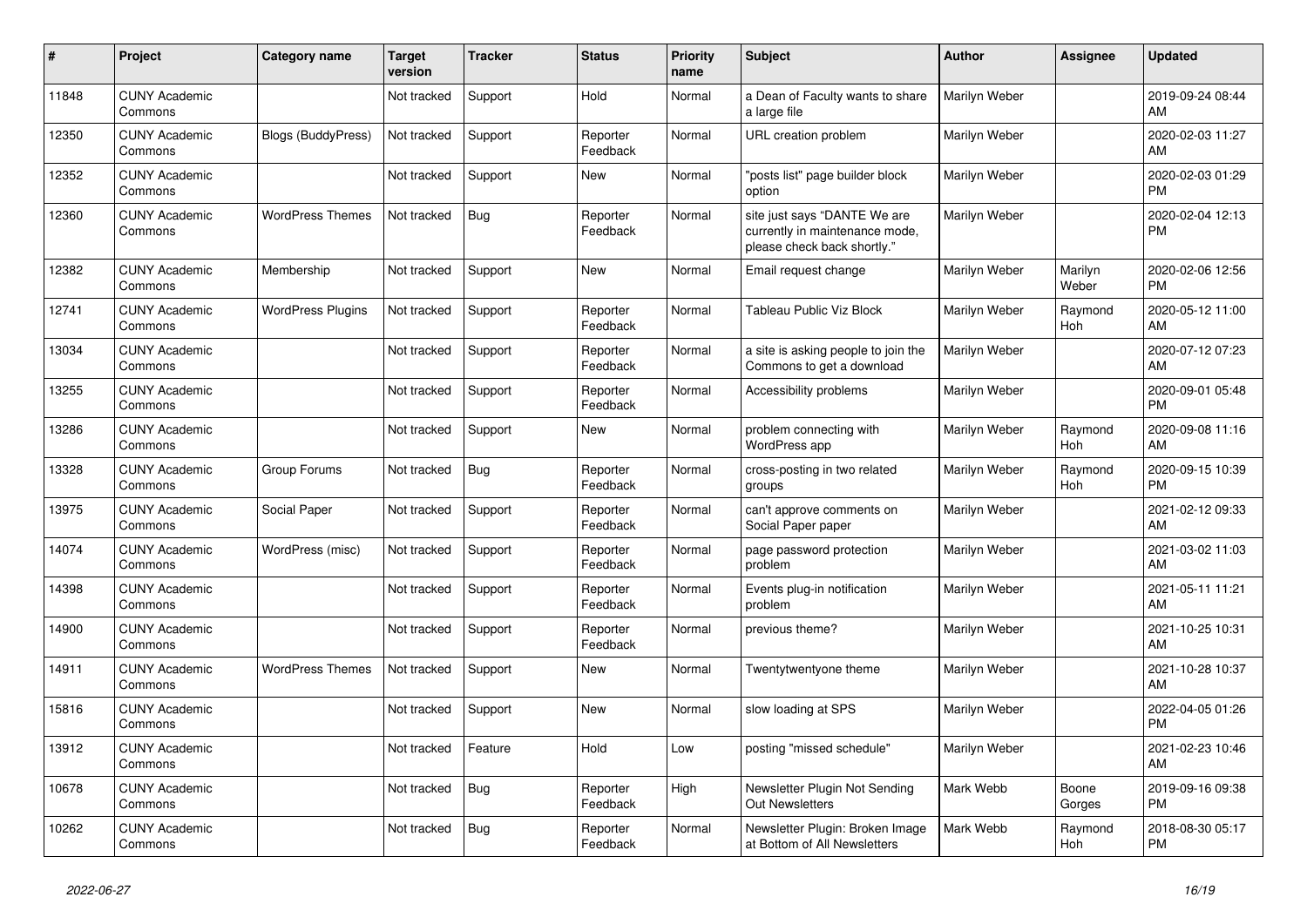| # | Project | Category name | Target version | Tracker | Status | Priority name | Subject | Author | Assignee | Updated |
|---|---|---|---|---|---|---|---|---|---|---|
| 11848 | CUNY Academic Commons | | Not tracked | Support | Hold | Normal | a Dean of Faculty wants to share a large file | Marilyn Weber | | 2019-09-24 08:44 AM |
| 12350 | CUNY Academic Commons | Blogs (BuddyPress) | Not tracked | Support | Reporter Feedback | Normal | URL creation problem | Marilyn Weber | | 2020-02-03 11:27 AM |
| 12352 | CUNY Academic Commons | | Not tracked | Support | New | Normal | "posts list" page builder block option | Marilyn Weber | | 2020-02-03 01:29 PM |
| 12360 | CUNY Academic Commons | WordPress Themes | Not tracked | Bug | Reporter Feedback | Normal | site just says "DANTE We are currently in maintenance mode, please check back shortly." | Marilyn Weber | | 2020-02-04 12:13 PM |
| 12382 | CUNY Academic Commons | Membership | Not tracked | Support | New | Normal | Email request change | Marilyn Weber | Marilyn Weber | 2020-02-06 12:56 PM |
| 12741 | CUNY Academic Commons | WordPress Plugins | Not tracked | Support | Reporter Feedback | Normal | Tableau Public Viz Block | Marilyn Weber | Raymond Hoh | 2020-05-12 11:00 AM |
| 13034 | CUNY Academic Commons | | Not tracked | Support | Reporter Feedback | Normal | a site is asking people to join the Commons to get a download | Marilyn Weber | | 2020-07-12 07:23 AM |
| 13255 | CUNY Academic Commons | | Not tracked | Support | Reporter Feedback | Normal | Accessibility problems | Marilyn Weber | | 2020-09-01 05:48 PM |
| 13286 | CUNY Academic Commons | | Not tracked | Support | New | Normal | problem connecting with WordPress app | Marilyn Weber | Raymond Hoh | 2020-09-08 11:16 AM |
| 13328 | CUNY Academic Commons | Group Forums | Not tracked | Bug | Reporter Feedback | Normal | cross-posting in two related groups | Marilyn Weber | Raymond Hoh | 2020-09-15 10:39 PM |
| 13975 | CUNY Academic Commons | Social Paper | Not tracked | Support | Reporter Feedback | Normal | can't approve comments on Social Paper paper | Marilyn Weber | | 2021-02-12 09:33 AM |
| 14074 | CUNY Academic Commons | WordPress (misc) | Not tracked | Support | Reporter Feedback | Normal | page password protection problem | Marilyn Weber | | 2021-03-02 11:03 AM |
| 14398 | CUNY Academic Commons | | Not tracked | Support | Reporter Feedback | Normal | Events plug-in notification problem | Marilyn Weber | | 2021-05-11 11:21 AM |
| 14900 | CUNY Academic Commons | | Not tracked | Support | Reporter Feedback | Normal | previous theme? | Marilyn Weber | | 2021-10-25 10:31 AM |
| 14911 | CUNY Academic Commons | WordPress Themes | Not tracked | Support | New | Normal | Twentytwentyone theme | Marilyn Weber | | 2021-10-28 10:37 AM |
| 15816 | CUNY Academic Commons | | Not tracked | Support | New | Normal | slow loading at SPS | Marilyn Weber | | 2022-04-05 01:26 PM |
| 13912 | CUNY Academic Commons | | Not tracked | Feature | Hold | Low | posting "missed schedule" | Marilyn Weber | | 2021-02-23 10:46 AM |
| 10678 | CUNY Academic Commons | | Not tracked | Bug | Reporter Feedback | High | Newsletter Plugin Not Sending Out Newsletters | Mark Webb | Boone Gorges | 2019-09-16 09:38 PM |
| 10262 | CUNY Academic Commons | | Not tracked | Bug | Reporter Feedback | Normal | Newsletter Plugin: Broken Image at Bottom of All Newsletters | Mark Webb | Raymond Hoh | 2018-08-30 05:17 PM |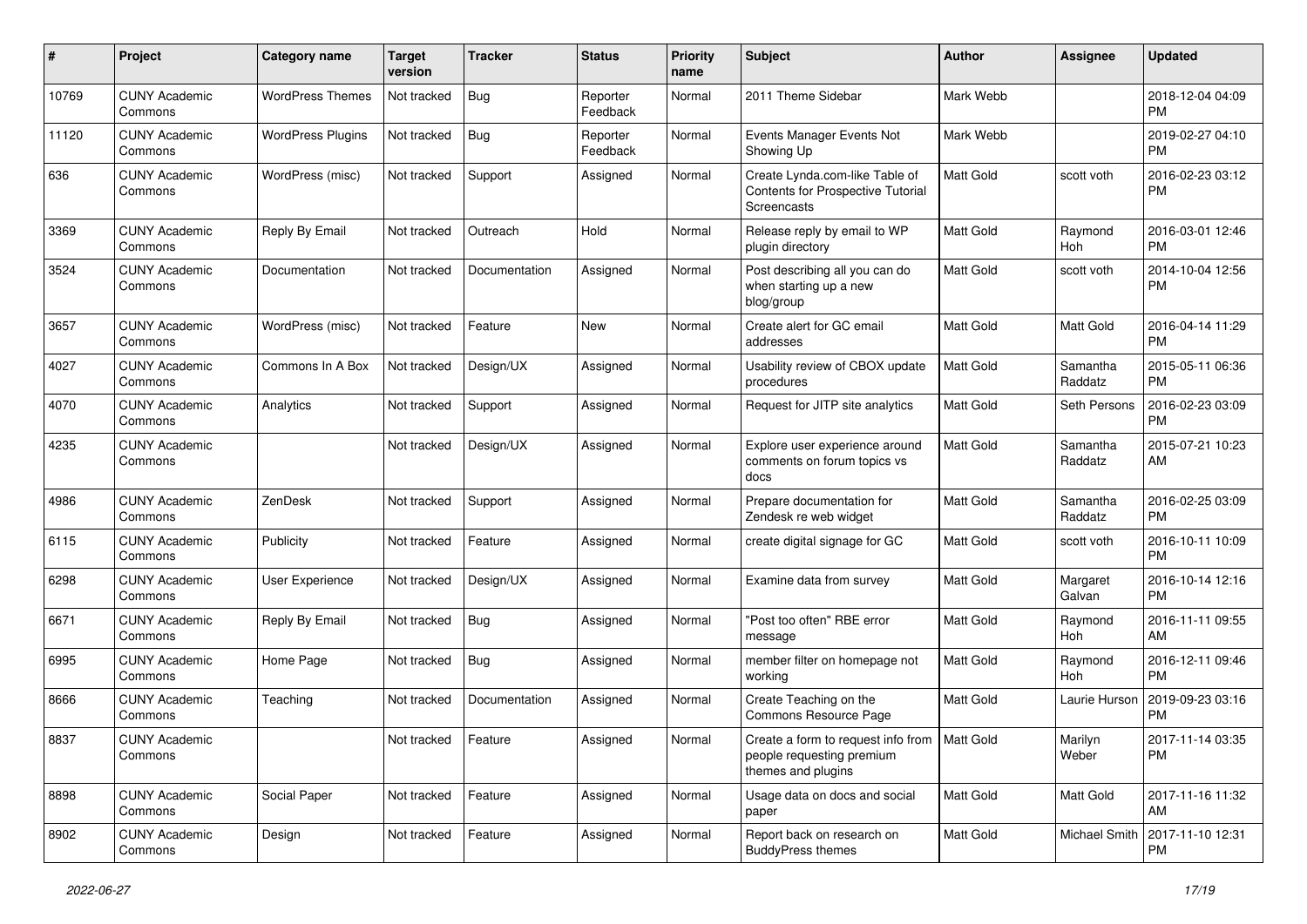| # | Project | Category name | Target version | Tracker | Status | Priority name | Subject | Author | Assignee | Updated |
|---|---|---|---|---|---|---|---|---|---|---|
| 10769 | CUNY Academic Commons | WordPress Themes | Not tracked | Bug | Reporter Feedback | Normal | 2011 Theme Sidebar | Mark Webb | | 2018-12-04 04:09 PM |
| 11120 | CUNY Academic Commons | WordPress Plugins | Not tracked | Bug | Reporter Feedback | Normal | Events Manager Events Not Showing Up | Mark Webb | | 2019-02-27 04:10 PM |
| 636 | CUNY Academic Commons | WordPress (misc) | Not tracked | Support | Assigned | Normal | Create Lynda.com-like Table of Contents for Prospective Tutorial Screencasts | Matt Gold | scott voth | 2016-02-23 03:12 PM |
| 3369 | CUNY Academic Commons | Reply By Email | Not tracked | Outreach | Hold | Normal | Release reply by email to WP plugin directory | Matt Gold | Raymond Hoh | 2016-03-01 12:46 PM |
| 3524 | CUNY Academic Commons | Documentation | Not tracked | Documentation | Assigned | Normal | Post describing all you can do when starting up a new blog/group | Matt Gold | scott voth | 2014-10-04 12:56 PM |
| 3657 | CUNY Academic Commons | WordPress (misc) | Not tracked | Feature | New | Normal | Create alert for GC email addresses | Matt Gold | Matt Gold | 2016-04-14 11:29 PM |
| 4027 | CUNY Academic Commons | Commons In A Box | Not tracked | Design/UX | Assigned | Normal | Usability review of CBOX update procedures | Matt Gold | Samantha Raddatz | 2015-05-11 06:36 PM |
| 4070 | CUNY Academic Commons | Analytics | Not tracked | Support | Assigned | Normal | Request for JITP site analytics | Matt Gold | Seth Persons | 2016-02-23 03:09 PM |
| 4235 | CUNY Academic Commons | | Not tracked | Design/UX | Assigned | Normal | Explore user experience around comments on forum topics vs docs | Matt Gold | Samantha Raddatz | 2015-07-21 10:23 AM |
| 4986 | CUNY Academic Commons | ZenDesk | Not tracked | Support | Assigned | Normal | Prepare documentation for Zendesk re web widget | Matt Gold | Samantha Raddatz | 2016-02-25 03:09 PM |
| 6115 | CUNY Academic Commons | Publicity | Not tracked | Feature | Assigned | Normal | create digital signage for GC | Matt Gold | scott voth | 2016-10-11 10:09 PM |
| 6298 | CUNY Academic Commons | User Experience | Not tracked | Design/UX | Assigned | Normal | Examine data from survey | Matt Gold | Margaret Galvan | 2016-10-14 12:16 PM |
| 6671 | CUNY Academic Commons | Reply By Email | Not tracked | Bug | Assigned | Normal | "Post too often" RBE error message | Matt Gold | Raymond Hoh | 2016-11-11 09:55 AM |
| 6995 | CUNY Academic Commons | Home Page | Not tracked | Bug | Assigned | Normal | member filter on homepage not working | Matt Gold | Raymond Hoh | 2016-12-11 09:46 PM |
| 8666 | CUNY Academic Commons | Teaching | Not tracked | Documentation | Assigned | Normal | Create Teaching on the Commons Resource Page | Matt Gold | Laurie Hurson | 2019-09-23 03:16 PM |
| 8837 | CUNY Academic Commons | | Not tracked | Feature | Assigned | Normal | Create a form to request info from people requesting premium themes and plugins | Matt Gold | Marilyn Weber | 2017-11-14 03:35 PM |
| 8898 | CUNY Academic Commons | Social Paper | Not tracked | Feature | Assigned | Normal | Usage data on docs and social paper | Matt Gold | Matt Gold | 2017-11-16 11:32 AM |
| 8902 | CUNY Academic Commons | Design | Not tracked | Feature | Assigned | Normal | Report back on research on BuddyPress themes | Matt Gold | Michael Smith | 2017-11-10 12:31 PM |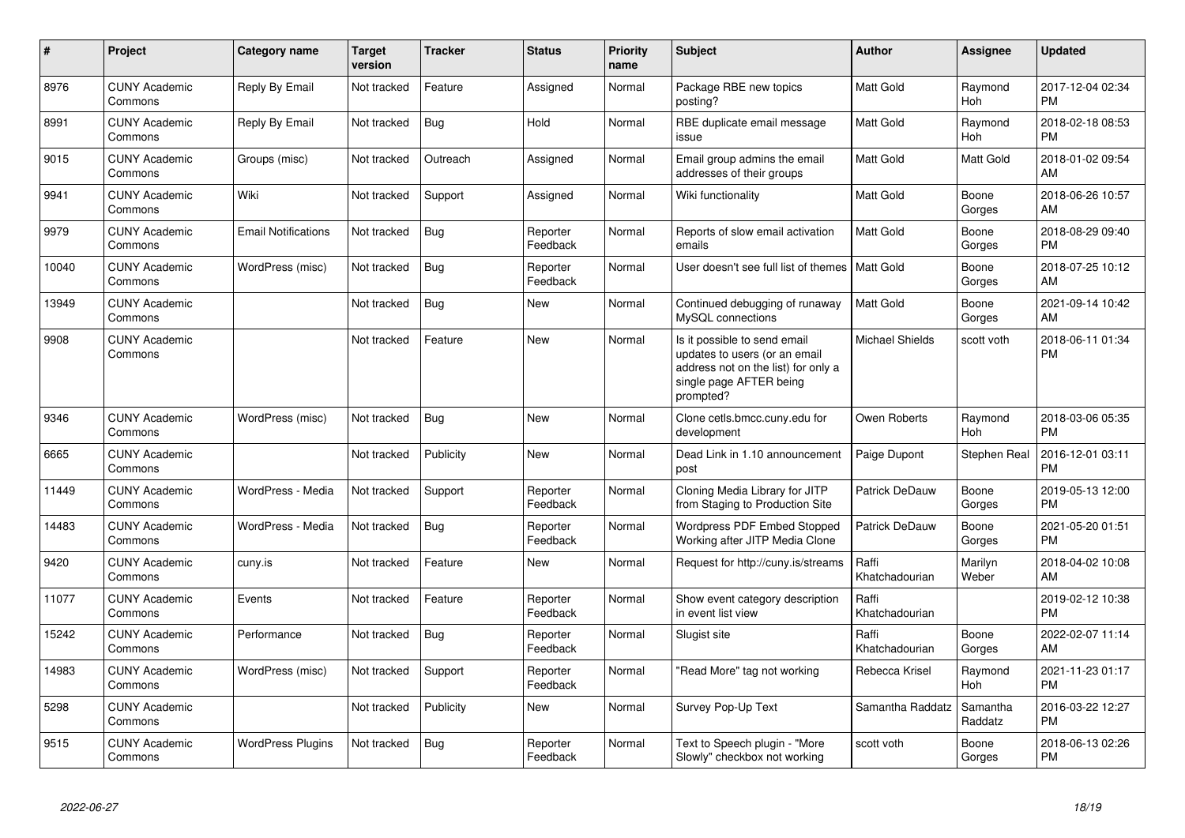| # | Project | Category name | Target version | Tracker | Status | Priority name | Subject | Author | Assignee | Updated |
|---|---|---|---|---|---|---|---|---|---|---|
| 8976 | CUNY Academic Commons | Reply By Email | Not tracked | Feature | Assigned | Normal | Package RBE new topics posting? | Matt Gold | Raymond Hoh | 2017-12-04 02:34 PM |
| 8991 | CUNY Academic Commons | Reply By Email | Not tracked | Bug | Hold | Normal | RBE duplicate email message issue | Matt Gold | Raymond Hoh | 2018-02-18 08:53 PM |
| 9015 | CUNY Academic Commons | Groups (misc) | Not tracked | Outreach | Assigned | Normal | Email group admins the email addresses of their groups | Matt Gold | Matt Gold | 2018-01-02 09:54 AM |
| 9941 | CUNY Academic Commons | Wiki | Not tracked | Support | Assigned | Normal | Wiki functionality | Matt Gold | Boone Gorges | 2018-06-26 10:57 AM |
| 9979 | CUNY Academic Commons | Email Notifications | Not tracked | Bug | Reporter Feedback | Normal | Reports of slow email activation emails | Matt Gold | Boone Gorges | 2018-08-29 09:40 PM |
| 10040 | CUNY Academic Commons | WordPress (misc) | Not tracked | Bug | Reporter Feedback | Normal | User doesn't see full list of themes | Matt Gold | Boone Gorges | 2018-07-25 10:12 AM |
| 13949 | CUNY Academic Commons | | Not tracked | Bug | New | Normal | Continued debugging of runaway MySQL connections | Matt Gold | Boone Gorges | 2021-09-14 10:42 AM |
| 9908 | CUNY Academic Commons | | Not tracked | Feature | New | Normal | Is it possible to send email updates to users (or an email address not on the list) for only a single page AFTER being prompted? | Michael Shields | scott voth | 2018-06-11 01:34 PM |
| 9346 | CUNY Academic Commons | WordPress (misc) | Not tracked | Bug | New | Normal | Clone cetls.bmcc.cuny.edu for development | Owen Roberts | Raymond Hoh | 2018-03-06 05:35 PM |
| 6665 | CUNY Academic Commons | | Not tracked | Publicity | New | Normal | Dead Link in 1.10 announcement post | Paige Dupont | Stephen Real | 2016-12-01 03:11 PM |
| 11449 | CUNY Academic Commons | WordPress - Media | Not tracked | Support | Reporter Feedback | Normal | Cloning Media Library for JITP from Staging to Production Site | Patrick DeDauw | Boone Gorges | 2019-05-13 12:00 PM |
| 14483 | CUNY Academic Commons | WordPress - Media | Not tracked | Bug | Reporter Feedback | Normal | Wordpress PDF Embed Stopped Working after JITP Media Clone | Patrick DeDauw | Boone Gorges | 2021-05-20 01:51 PM |
| 9420 | CUNY Academic Commons | cuny.is | Not tracked | Feature | New | Normal | Request for http://cuny.is/streams | Raffi Khatchadourian | Marilyn Weber | 2018-04-02 10:08 AM |
| 11077 | CUNY Academic Commons | Events | Not tracked | Feature | Reporter Feedback | Normal | Show event category description in event list view | Raffi Khatchadourian | | 2019-02-12 10:38 PM |
| 15242 | CUNY Academic Commons | Performance | Not tracked | Bug | Reporter Feedback | Normal | Slugist site | Raffi Khatchadourian | Boone Gorges | 2022-02-07 11:14 AM |
| 14983 | CUNY Academic Commons | WordPress (misc) | Not tracked | Support | Reporter Feedback | Normal | "Read More" tag not working | Rebecca Krisel | Raymond Hoh | 2021-11-23 01:17 PM |
| 5298 | CUNY Academic Commons | | Not tracked | Publicity | New | Normal | Survey Pop-Up Text | Samantha Raddatz | Samantha Raddatz | 2016-03-22 12:27 PM |
| 9515 | CUNY Academic Commons | WordPress Plugins | Not tracked | Bug | Reporter Feedback | Normal | Text to Speech plugin - "More Slowly" checkbox not working | scott voth | Boone Gorges | 2018-06-13 02:26 PM |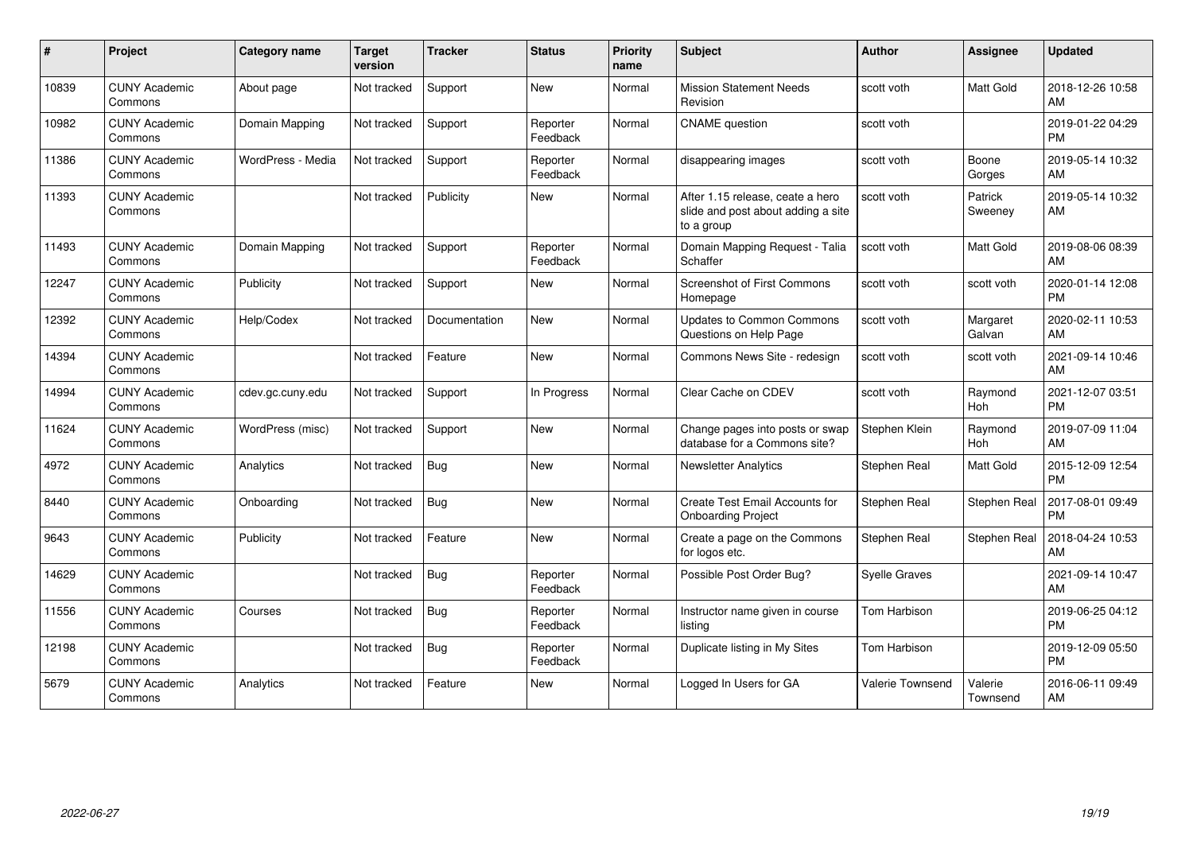| # | Project | Category name | Target version | Tracker | Status | Priority name | Subject | Author | Assignee | Updated |
|---|---|---|---|---|---|---|---|---|---|---|
| 10839 | CUNY Academic Commons | About page | Not tracked | Support | New | Normal | Mission Statement Needs Revision | scott voth | Matt Gold | 2018-12-26 10:58 AM |
| 10982 | CUNY Academic Commons | Domain Mapping | Not tracked | Support | Reporter Feedback | Normal | CNAME question | scott voth | | 2019-01-22 04:29 PM |
| 11386 | CUNY Academic Commons | WordPress - Media | Not tracked | Support | Reporter Feedback | Normal | disappearing images | scott voth | Boone Gorges | 2019-05-14 10:32 AM |
| 11393 | CUNY Academic Commons | | Not tracked | Publicity | New | Normal | After 1.15 release, ceate a hero slide and post about adding a site to a group | scott voth | Patrick Sweeney | 2019-05-14 10:32 AM |
| 11493 | CUNY Academic Commons | Domain Mapping | Not tracked | Support | Reporter Feedback | Normal | Domain Mapping Request - Talia Schaffer | scott voth | Matt Gold | 2019-08-06 08:39 AM |
| 12247 | CUNY Academic Commons | Publicity | Not tracked | Support | New | Normal | Screenshot of First Commons Homepage | scott voth | scott voth | 2020-01-14 12:08 PM |
| 12392 | CUNY Academic Commons | Help/Codex | Not tracked | Documentation | New | Normal | Updates to Common Commons Questions on Help Page | scott voth | Margaret Galvan | 2020-02-11 10:53 AM |
| 14394 | CUNY Academic Commons | | Not tracked | Feature | New | Normal | Commons News Site - redesign | scott voth | scott voth | 2021-09-14 10:46 AM |
| 14994 | CUNY Academic Commons | cdev.gc.cuny.edu | Not tracked | Support | In Progress | Normal | Clear Cache on CDEV | scott voth | Raymond Hoh | 2021-12-07 03:51 PM |
| 11624 | CUNY Academic Commons | WordPress (misc) | Not tracked | Support | New | Normal | Change pages into posts or swap database for a Commons site? | Stephen Klein | Raymond Hoh | 2019-07-09 11:04 AM |
| 4972 | CUNY Academic Commons | Analytics | Not tracked | Bug | New | Normal | Newsletter Analytics | Stephen Real | Matt Gold | 2015-12-09 12:54 PM |
| 8440 | CUNY Academic Commons | Onboarding | Not tracked | Bug | New | Normal | Create Test Email Accounts for Onboarding Project | Stephen Real | Stephen Real | 2017-08-01 09:49 PM |
| 9643 | CUNY Academic Commons | Publicity | Not tracked | Feature | New | Normal | Create a page on the Commons for logos etc. | Stephen Real | Stephen Real | 2018-04-24 10:53 AM |
| 14629 | CUNY Academic Commons | | Not tracked | Bug | Reporter Feedback | Normal | Possible Post Order Bug? | Syelle Graves | | 2021-09-14 10:47 AM |
| 11556 | CUNY Academic Commons | Courses | Not tracked | Bug | Reporter Feedback | Normal | Instructor name given in course listing | Tom Harbison | | 2019-06-25 04:12 PM |
| 12198 | CUNY Academic Commons | | Not tracked | Bug | Reporter Feedback | Normal | Duplicate listing in My Sites | Tom Harbison | | 2019-12-09 05:50 PM |
| 5679 | CUNY Academic Commons | Analytics | Not tracked | Feature | New | Normal | Logged In Users for GA | Valerie Townsend | Valerie Townsend | 2016-06-11 09:49 AM |